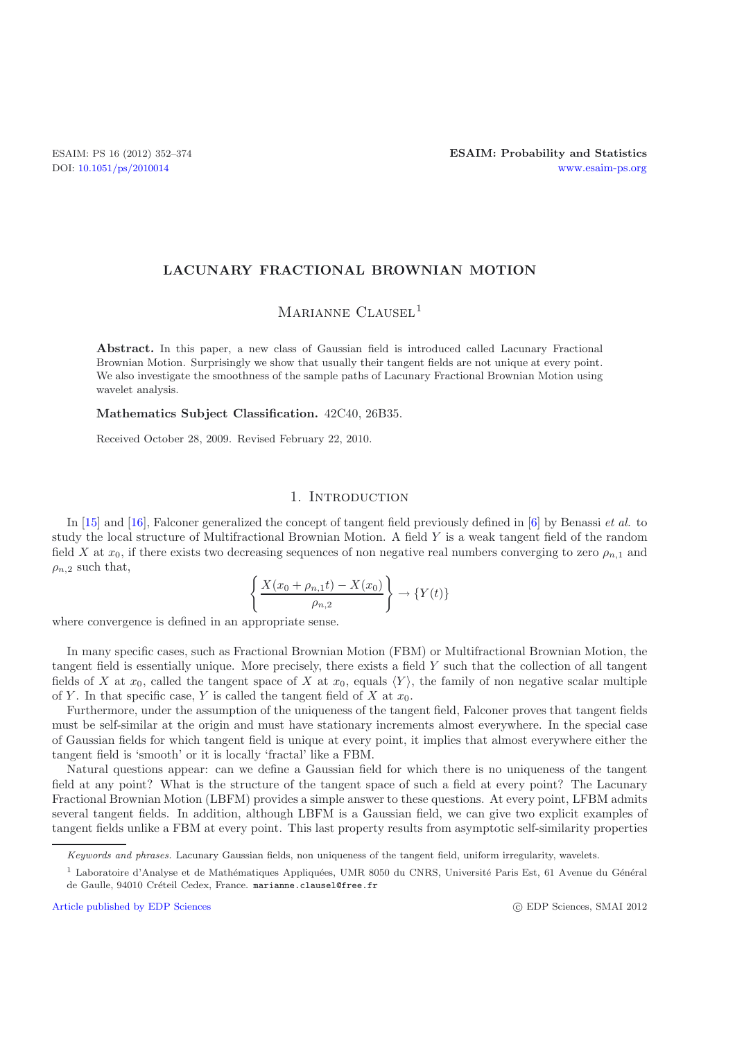# LACUNARY FRACTIONAL BROWNIAN MOTION

Marianne Clausel[1]

**Abstract.** In this paper, a new class of Gaussian field is introduced called Lacunary Fractional Brownian Motion. Surprisingly we show that usually their tangent fields are not unique at every point. We also investigate the smoothness of the sample paths of Lacunary Fractional Brownian Motion using wavelet analysis.

**Mathematics Subject Classification.** 42C40, 26B35.

Received October 28, 2009. Revised February 22, 2010.

## 1. Introduction

In [15] and [16], Falconer generalized the concept of tangent field previously defined in [6] by Benassi *et al.* to study the local structure of Multifractional Brownian Motion. A field $Y$ is a weak tangent field of the random field $X$ at $x_0$, if there exists two decreasing sequences of non negative real numbers converging to zero $\rho_{n,1}$ and $\rho_{n,2}$ such that,

$$\left\{ \frac{X(x_0 + \rho_{n,1}t) - X(x_0)}{\rho_{n,2}} \right\} \to \{Y(t)\}$$

where convergence is defined in an appropriate sense.

In many specific cases, such as Fractional Brownian Motion (FBM) or Multifractional Brownian Motion, the tangent field is essentially unique. More precisely, there exists a field $Y$ such that the collection of all tangent fields of $X$ at $x_0$, called the tangent space of $X$ at $x_0$, equals $\langle Y \rangle$, the family of non negative scalar multiple of $Y$. In that specific case, $Y$ is called the tangent field of $X$ at $x_0$.

Furthermore, under the assumption of the uniqueness of the tangent field, Falconer proves that tangent fields must be self-similar at the origin and must have stationary increments almost everywhere. In the special case of Gaussian fields for which tangent field is unique at every point, it implies that almost everywhere either the tangent field is 'smooth' or it is locally 'fractal' like a FBM.

Natural questions appear: can we define a Gaussian field for which there is no uniqueness of the tangent field at any point? What is the structure of the tangent space of such a field at every point? The Lacunary Fractional Brownian Motion (LBFM) provides a simple answer to these questions. At every point, LFBM admits several tangent fields. In addition, although LBFM is a Gaussian field, we can give two explicit examples of tangent fields unlike a FBM at every point. This last property results from asymptotic self-similarity properties

---

*Keywords and phrases.* Lacunary Gaussian fields, non uniqueness of the tangent field, uniform irregularity, wavelets.

[1] Laboratoire d'Analyse et de Mathématiques Appliquées, UMR 8050 du CNRS, Université Paris Est, 61 Avenue du Général de Gaulle, 94010 Créteil Cedex, France. marianne.clausel@free.fr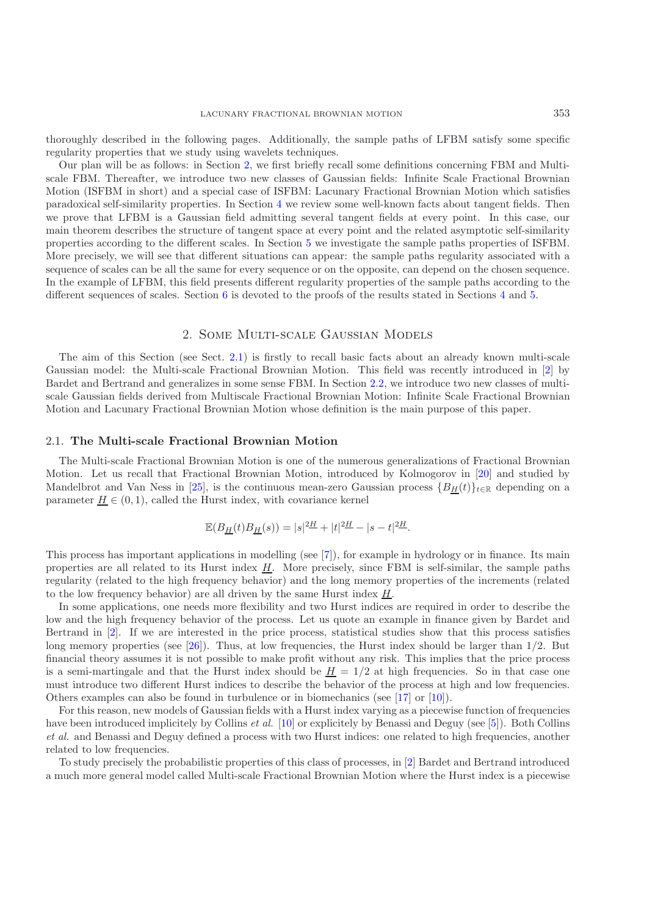thoroughly described in the following pages. Additionally, the sample paths of LFBM satisfy some specific regularity properties that we study using wavelets techniques.

Our plan will be as follows: in Section 2, we first briefly recall some definitions concerning FBM and Multiscale FBM. Thereafter, we introduce two new classes of Gaussian fields: Infinite Scale Fractional Brownian Motion (ISFBM in short) and a special case of ISFBM: Lacunary Fractional Brownian Motion which satisfies paradoxical self-similarity properties. In Section 4 we review some well-known facts about tangent fields. Then we prove that LFBM is a Gaussian field admitting several tangent fields at every point. In this case, our main theorem describes the structure of tangent space at every point and the related asymptotic self-similarity properties according to the different scales. In Section 5 we investigate the sample paths properties of ISFBM. More precisely, we will see that different situations can appear: the sample paths regularity associated with a sequence of scales can be all the same for every sequence or on the opposite, can depend on the chosen sequence. In the example of LFBM, this field presents different regularity properties of the sample paths according to the different sequences of scales. Section 6 is devoted to the proofs of the results stated in Sections 4 and 5.

## 2. Some Multi-scale Gaussian Models

The aim of this Section (see Sect. 2.1) is firstly to recall basic facts about an already known multi-scale Gaussian model: the Multi-scale Fractional Brownian Motion. This field was recently introduced in [2] by Bardet and Bertrand and generalizes in some sense FBM. In Section 2.2, we introduce two new classes of multi-scale Gaussian fields derived from Multiscale Fractional Brownian Motion: Infinite Scale Fractional Brownian Motion and Lacunary Fractional Brownian Motion whose definition is the main purpose of this paper.

### 2.1. The Multi-scale Fractional Brownian Motion

The Multi-scale Fractional Brownian Motion is one of the numerous generalizations of Fractional Brownian Motion. Let us recall that Fractional Brownian Motion, introduced by Kolmogorov in [20] and studied by Mandelbrot and Van Ness in [25], is the continuous mean-zero Gaussian process $\{B_{\underline{H}}(t)\}_{t\in\mathbb{R}}$ depending on a parameter $\underline{H} \in (0,1)$, called the Hurst index, with covariance kernel

$$\mathbb{E}(B_{\underline{H}}(t)B_{\underline{H}}(s)) = |s|^{2\underline{H}} + |t|^{2\underline{H}} - |s-t|^{2\underline{H}}.$$

This process has important applications in modelling (see [7]), for example in hydrology or in finance. Its main properties are all related to its Hurst index $\underline{H}$. More precisely, since FBM is self-similar, the sample paths regularity (related to the high frequency behavior) and the long memory properties of the increments (related to the low frequency behavior) are all driven by the same Hurst index $\underline{H}$.

In some applications, one needs more flexibility and two Hurst indices are required in order to describe the low and the high frequency behavior of the process. Let us quote an example in finance given by Bardet and Bertrand in [2]. If we are interested in the price process, statistical studies show that this process satisfies long memory properties (see [26]). Thus, at low frequencies, the Hurst index should be larger than $1/2$. But financial theory assumes it is not possible to make profit without any risk. This implies that the price process is a semi-martingale and that the Hurst index should be $\underline{H} = 1/2$ at high frequencies. So in that case one must introduce two different Hurst indices to describe the behavior of the process at high and low frequencies. Others examples can also be found in turbulence or in biomechanics (see [17] or [10]).

For this reason, new models of Gaussian fields with a Hurst index varying as a piecewise function of frequencies have been introduced implicitely by Collins *et al.* [10] or explicitely by Benassi and Deguy (see [5]). Both Collins *et al.* and Benassi and Deguy defined a process with two Hurst indices: one related to high frequencies, another related to low frequencies.

To study precisely the probabilistic properties of this class of processes, in [2] Bardet and Bertrand introduced a much more general model called Multi-scale Fractional Brownian Motion where the Hurst index is a piecewise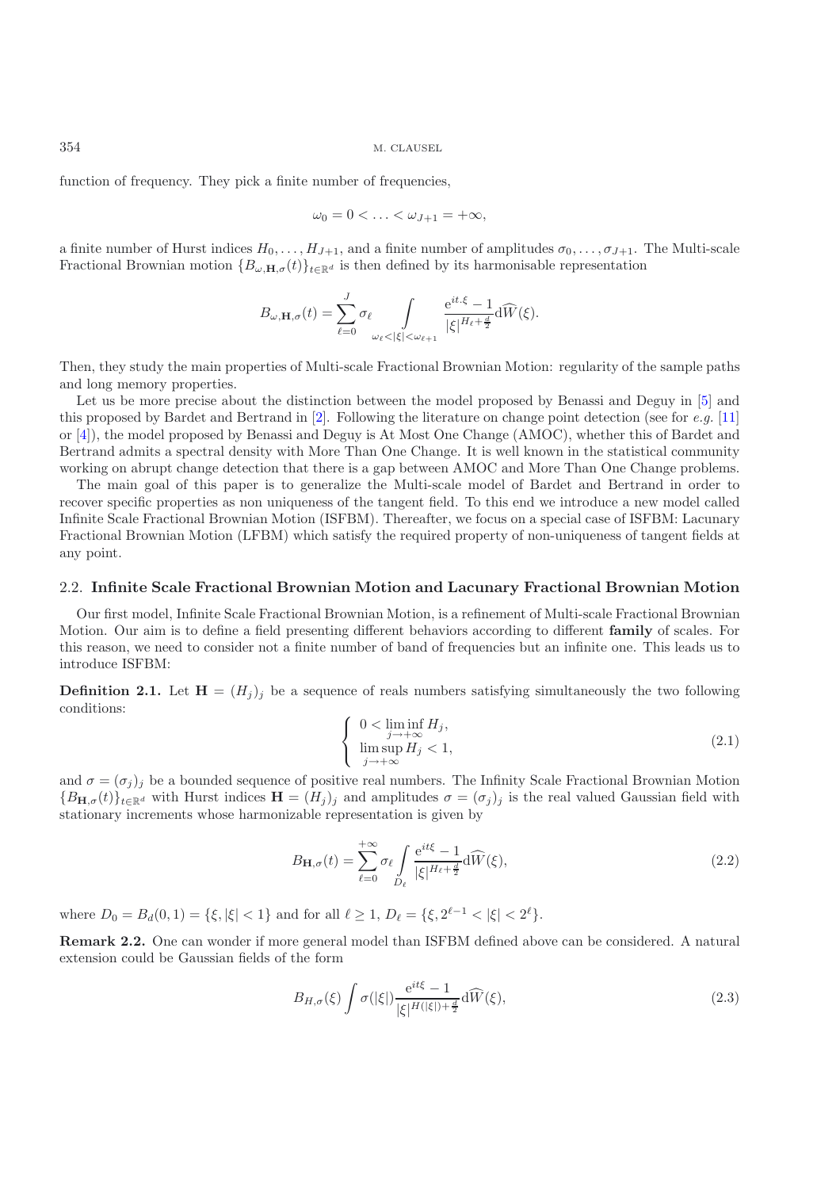function of frequency. They pick a finite number of frequencies,

$$\omega_0 = 0 < \ldots < \omega_{J+1} = +\infty,$$

a finite number of Hurst indices $H_0, \ldots, H_{J+1}$, and a finite number of amplitudes $\sigma_0, \ldots, \sigma_{J+1}$. The Multi-scale Fractional Brownian motion $\{B_{\omega,\mathbf{H},\sigma}(t)\}_{t\in\mathbb{R}^d}$ is then defined by its harmonisable representation

$$B_{\omega,\mathbf{H},\sigma}(t) = \sum_{\ell=0}^{J} \sigma_\ell \int_{\omega_\ell < |\xi| < \omega_{\ell+1}} \frac{\mathrm{e}^{it.\xi} - 1}{|\xi|^{H_\ell + \frac{d}{2}}} \mathrm{d}\widehat{W}(\xi).$$

Then, they study the main properties of Multi-scale Fractional Brownian Motion: regularity of the sample paths and long memory properties.

Let us be more precise about the distinction between the model proposed by Benassi and Deguy in [5] and this proposed by Bardet and Bertrand in [2]. Following the literature on change point detection (see for *e.g.* [11] or [4]), the model proposed by Benassi and Deguy is At Most One Change (AMOC), whether this of Bardet and Bertrand admits a spectral density with More Than One Change. It is well known in the statistical community working on abrupt change detection that there is a gap between AMOC and More Than One Change problems.

The main goal of this paper is to generalize the Multi-scale model of Bardet and Bertrand in order to recover specific properties as non uniqueness of the tangent field. To this end we introduce a new model called Infinite Scale Fractional Brownian Motion (ISFBM). Thereafter, we focus on a special case of ISFBM: Lacunary Fractional Brownian Motion (LFBM) which satisfy the required property of non-uniqueness of tangent fields at any point.

## 2.2. Infinite Scale Fractional Brownian Motion and Lacunary Fractional Brownian Motion

Our first model, Infinite Scale Fractional Brownian Motion, is a refinement of Multi-scale Fractional Brownian Motion. Our aim is to define a field presenting different behaviors according to different **family** of scales. For this reason, we need to consider not a finite number of band of frequencies but an infinite one. This leads us to introduce ISFBM:

**Definition 2.1.** Let $\mathbf{H} = (H_j)_j$ be a sequence of reals numbers satisfying simultaneously the two following conditions:

$$\begin{cases} 0 < \liminf\limits_{j\to+\infty} H_j, \\ \limsup\limits_{j\to+\infty} H_j < 1, \end{cases} \tag{2.1}$$

and $\sigma = (\sigma_j)_j$ be a bounded sequence of positive real numbers. The Infinity Scale Fractional Brownian Motion $\{B_{\mathbf{H},\sigma}(t)\}_{t\in\mathbb{R}^d}$ with Hurst indices $\mathbf{H} = (H_j)_j$ and amplitudes $\sigma = (\sigma_j)_j$ is the real valued Gaussian field with stationary increments whose harmonizable representation is given by

$$B_{\mathbf{H},\sigma}(t) = \sum_{\ell=0}^{+\infty} \sigma_\ell \int_{D_\ell} \frac{\mathrm{e}^{it\xi} - 1}{|\xi|^{H_\ell + \frac{d}{2}}} \mathrm{d}\widehat{W}(\xi), \tag{2.2}$$

where $D_0 = B_d(0,1) = \{\xi, |\xi| < 1\}$ and for all $\ell \geq 1$, $D_\ell = \{\xi, 2^{\ell-1} < |\xi| < 2^\ell\}$.

**Remark 2.2.** One can wonder if more general model than ISFBM defined above can be considered. A natural extension could be Gaussian fields of the form

$$B_{H,\sigma}(\xi) \int \sigma(|\xi|) \frac{\mathrm{e}^{it\xi} - 1}{|\xi|^{H(|\xi|) + \frac{d}{2}}} \mathrm{d}\widehat{W}(\xi), \tag{2.3}$$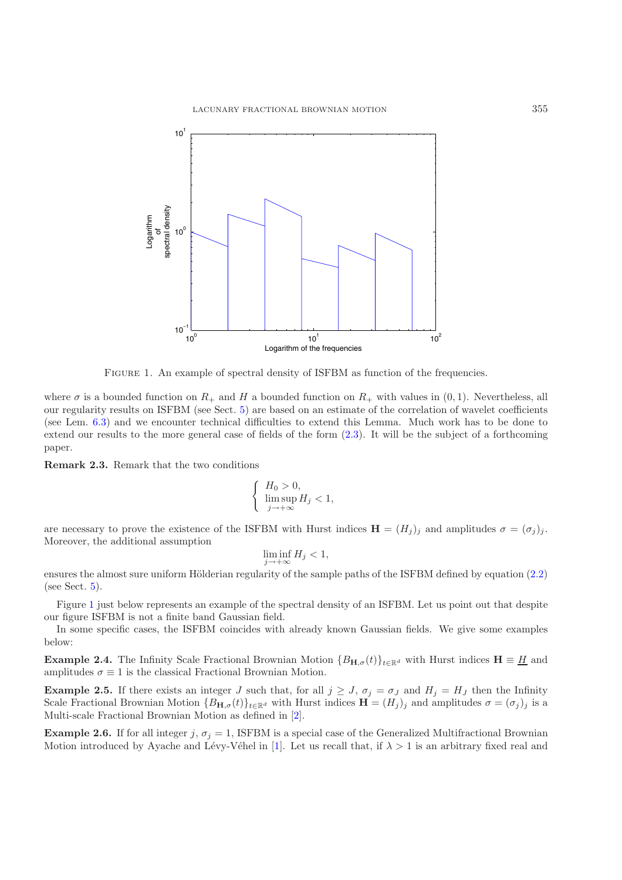FIGURE 1. An example of spectral density of ISFBM as function of the frequencies.

where $\sigma$ is a bounded function on $R_+$ and $H$ a bounded function on $R_+$ with values in $(0,1)$. Nevertheless, all our regularity results on ISFBM (see Sect. 5) are based on an estimate of the correlation of wavelet coefficients (see Lem. 6.3) and we encounter technical difficulties to extend this Lemma. Much work has to be done to extend our results to the more general case of fields of the form (2.3). It will be the subject of a forthcoming paper.

**Remark 2.3.** Remark that the two conditions

$$\begin{cases} H_0 > 0, \\ \limsup_{j \to +\infty} H_j < 1, \end{cases}$$

are necessary to prove the existence of the ISFBM with Hurst indices $\mathbf{H} = (H_j)_j$ and amplitudes $\sigma = (\sigma_j)_j$. Moreover, the additional assumption

$$\liminf_{j \to +\infty} H_j < 1,$$

ensures the almost sure uniform Hölderian regularity of the sample paths of the ISFBM defined by equation (2.2) (see Sect. 5).

Figure 1 just below represents an example of the spectral density of an ISFBM. Let us point out that despite our figure ISFBM is not a finite band Gaussian field.

In some specific cases, the ISFBM coincides with already known Gaussian fields. We give some examples below:

**Example 2.4.** The Infinity Scale Fractional Brownian Motion $\{B_{\mathbf{H},\sigma}(t)\}_{t \in \mathbb{R}^d}$ with Hurst indices $\mathbf{H} \equiv \underline{H}$ and amplitudes $\sigma \equiv 1$ is the classical Fractional Brownian Motion.

**Example 2.5.** If there exists an integer $J$ such that, for all $j \geq J$, $\sigma_j = \sigma_J$ and $H_j = H_J$ then the Infinity Scale Fractional Brownian Motion $\{B_{\mathbf{H},\sigma}(t)\}_{t \in \mathbb{R}^d}$ with Hurst indices $\mathbf{H} = (H_j)_j$ and amplitudes $\sigma = (\sigma_j)_j$ is a Multi-scale Fractional Brownian Motion as defined in [2].

**Example 2.6.** If for all integer $j$, $\sigma_j = 1$, ISFBM is a special case of the Generalized Multifractional Brownian Motion introduced by Ayache and Lévy-Véhel in [1]. Let us recall that, if $\lambda > 1$ is an arbitrary fixed real and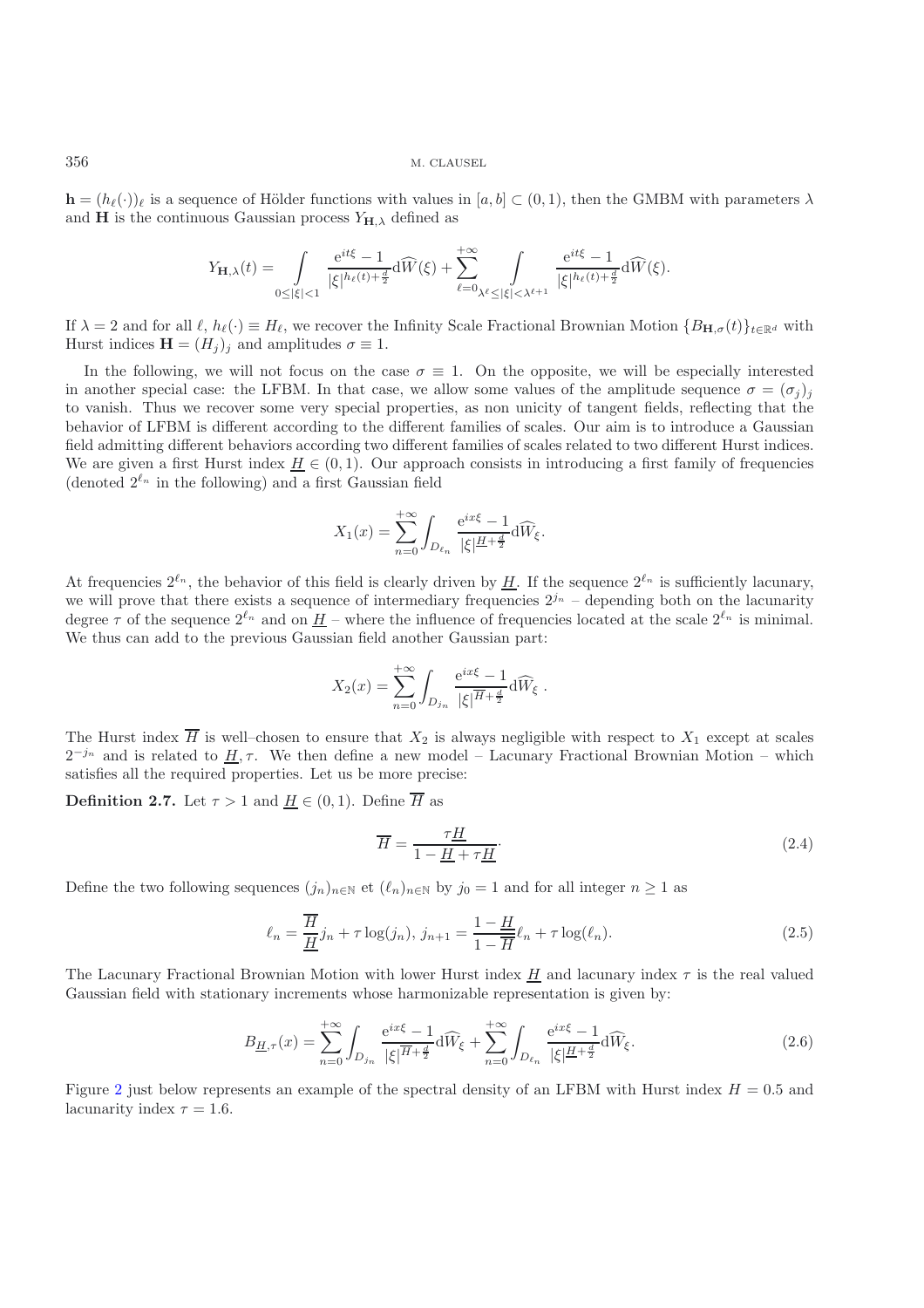$\mathbf{h} = (h_\ell(\cdot))_\ell$ is a sequence of Hölder functions with values in $[a, b] \subset (0, 1)$, then the GMBM with parameters $\lambda$ and $\mathbf{H}$ is the continuous Gaussian process $Y_{\mathbf{H},\lambda}$ defined as

$$
Y_{\mathbf{H},\lambda}(t) = \int\limits_{0 \le |\xi| < 1} \frac{\mathrm{e}^{it\xi} - 1}{|\xi|^{h_\ell(t)+\frac{d}{2}}} \mathrm{d}\widehat{W}(\xi) + \sum_{\ell=0}^{+\infty} \int\limits_{\lambda^\ell \le |\xi| < \lambda^{\ell+1}} \frac{\mathrm{e}^{it\xi} - 1}{|\xi|^{h_\ell(t)+\frac{d}{2}}} \mathrm{d}\widehat{W}(\xi).
$$

If $\lambda = 2$ and for all $\ell$, $h_\ell(\cdot) \equiv H_\ell$, we recover the Infinity Scale Fractional Brownian Motion $\{B_{\mathbf{H},\sigma}(t)\}_{t\in\mathbb{R}^d}$ with Hurst indices $\mathbf{H} = (H_j)_j$ and amplitudes $\sigma \equiv 1$.

In the following, we will not focus on the case $\sigma \equiv 1$. On the opposite, we will be especially interested in another special case: the LFBM. In that case, we allow some values of the amplitude sequence $\sigma = (\sigma_j)_j$ to vanish. Thus we recover some very special properties, as non unicity of tangent fields, reflecting that the behavior of LFBM is different according to the different families of scales. Our aim is to introduce a Gaussian field admitting different behaviors according two different families of scales related to two different Hurst indices. We are given a first Hurst index $\underline{H} \in (0, 1)$. Our approach consists in introducing a first family of frequencies (denoted $2^{\ell_n}$ in the following) and a first Gaussian field

$$
X_1(x) = \sum_{n=0}^{+\infty} \int_{D_{\ell_n}} \frac{\mathrm{e}^{ix\xi} - 1}{|\xi|^{\underline{H}+\frac{d}{2}}} \mathrm{d}\widehat{W}_\xi.
$$

At frequencies $2^{\ell_n}$, the behavior of this field is clearly driven by $\underline{H}$. If the sequence $2^{\ell_n}$ is sufficiently lacunary, we will prove that there exists a sequence of intermediary frequencies $2^{j_n}$ – depending both on the lacunarity degree $\tau$ of the sequence $2^{\ell_n}$ and on $\underline{H}$ – where the influence of frequencies located at the scale $2^{\ell_n}$ is minimal. We thus can add to the previous Gaussian field another Gaussian part:

$$
X_2(x) = \sum_{n=0}^{+\infty} \int_{D_{j_n}} \frac{\mathrm{e}^{ix\xi} - 1}{|\xi|^{\overline{H}+\frac{d}{2}}} \mathrm{d}\widehat{W}_\xi\ .
$$

The Hurst index $\overline{H}$ is well–chosen to ensure that $X_2$ is always negligible with respect to $X_1$ except at scales $2^{-j_n}$ and is related to $\underline{H}, \tau$. We then define a new model – Lacunary Fractional Brownian Motion – which satisfies all the required properties. Let us be more precise:

**Definition 2.7.** Let $\tau > 1$ and $\underline{H} \in (0, 1)$. Define $\overline{H}$ as

$$
\overline{H} = \frac{\tau \underline{H}}{1 - \underline{H} + \tau \underline{H}}. \tag{2.4}
$$

Define the two following sequences $(j_n)_{n\in\mathbb{N}}$ et $(\ell_n)_{n\in\mathbb{N}}$ by $j_0 = 1$ and for all integer $n \ge 1$ as

$$
\ell_n = \frac{\overline{H}}{\underline{H}} j_n + \tau \log(j_n),\ j_{n+1} = \frac{1 - \underline{H}}{1 - \overline{H}} \ell_n + \tau \log(\ell_n). \tag{2.5}
$$

The Lacunary Fractional Brownian Motion with lower Hurst index $\underline{H}$ and lacunary index $\tau$ is the real valued Gaussian field with stationary increments whose harmonizable representation is given by:

$$
B_{\underline{H},\tau}(x) = \sum_{n=0}^{+\infty} \int_{D_{j_n}} \frac{\mathrm{e}^{ix\xi} - 1}{|\xi|^{\overline{H}+\frac{d}{2}}} \mathrm{d}\widehat{W}_\xi + \sum_{n=0}^{+\infty} \int_{D_{\ell_n}} \frac{\mathrm{e}^{ix\xi} - 1}{|\xi|^{\underline{H}+\frac{d}{2}}} \mathrm{d}\widehat{W}_\xi. \tag{2.6}
$$

Figure 2 just below represents an example of the spectral density of an LFBM with Hurst index $H = 0.5$ and lacunarity index $\tau = 1.6$.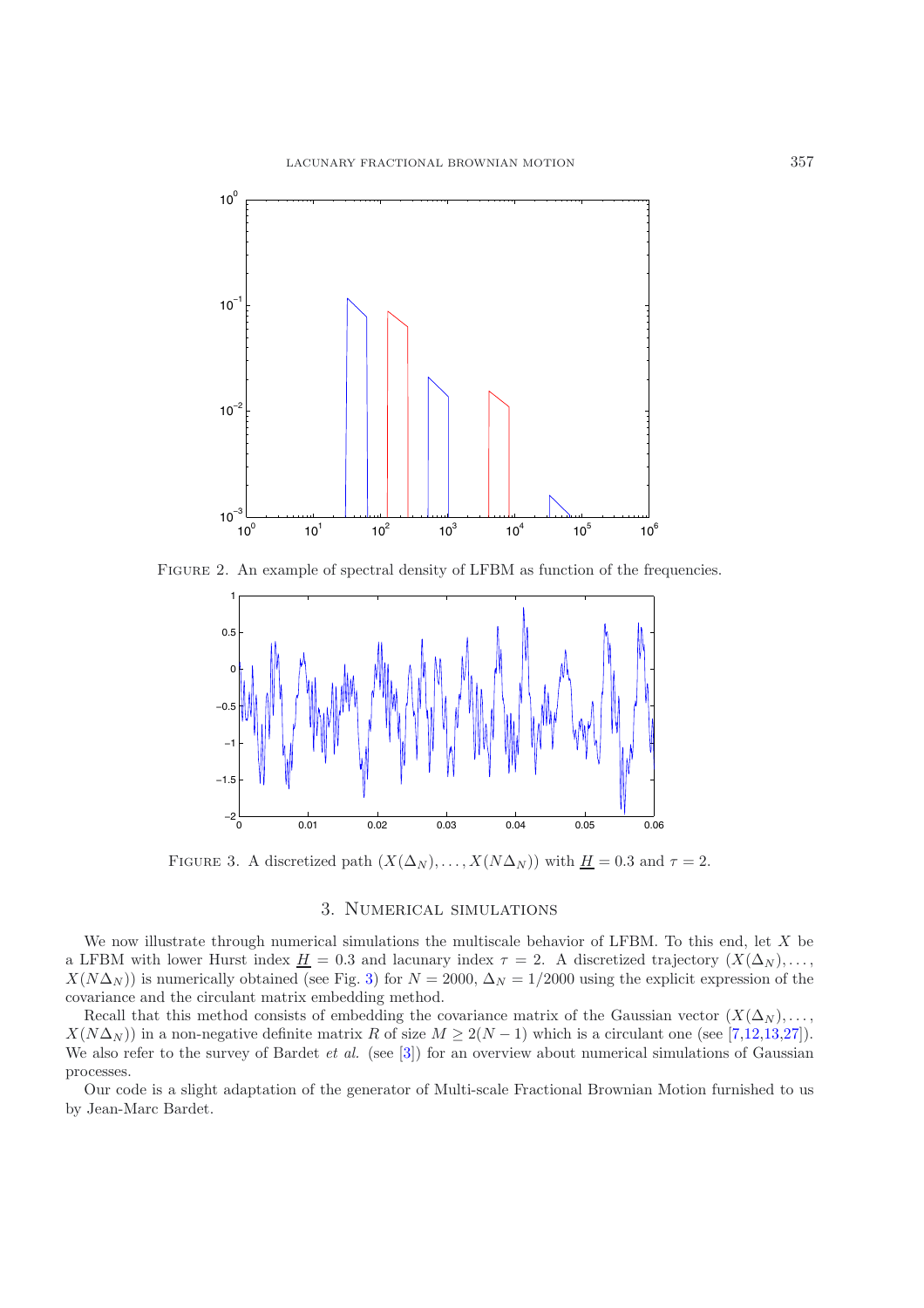Figure 2. An example of spectral density of LFBM as function of the frequencies.

Figure 3. A discretized path $(X(\Delta_N), \ldots, X(N\Delta_N))$ with $\underline{H} = 0.3$ and $\tau = 2$.

## 3. Numerical simulations

We now illustrate through numerical simulations the multiscale behavior of LFBM. To this end, let $X$ be a LFBM with lower Hurst index $\underline{H} = 0.3$ and lacunary index $\tau = 2$. A discretized trajectory $(X(\Delta_N), \ldots, X(N\Delta_N))$ is numerically obtained (see Fig. 3) for $N = 2000$, $\Delta_N = 1/2000$ using the explicit expression of the covariance and the circulant matrix embedding method.

Recall that this method consists of embedding the covariance matrix of the Gaussian vector $(X(\Delta_N), \ldots, X(N\Delta_N))$ in a non-negative definite matrix $R$ of size $M \geq 2(N-1)$ which is a circulant one (see [7,12,13,27]). We also refer to the survey of Bardet *et al.* (see [3]) for an overview about numerical simulations of Gaussian processes.

Our code is a slight adaptation of the generator of Multi-scale Fractional Brownian Motion furnished to us by Jean-Marc Bardet.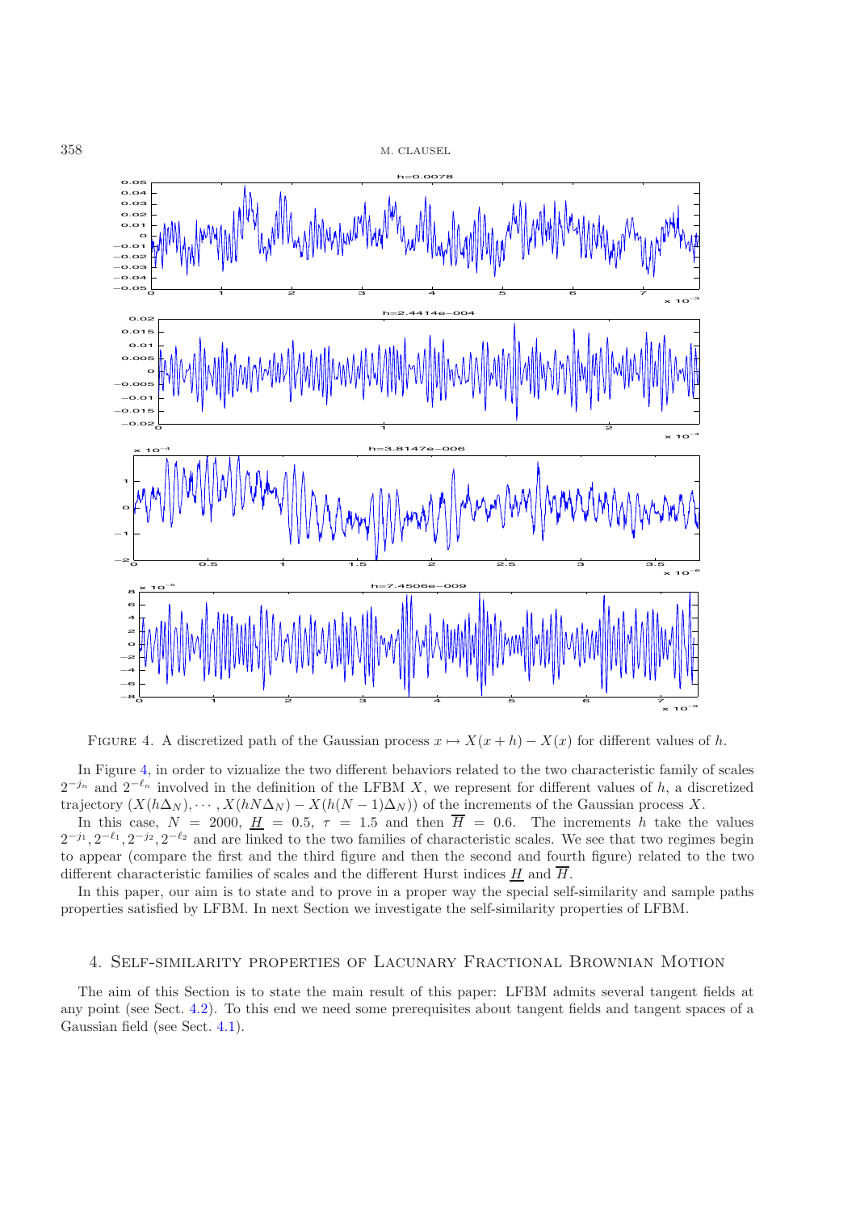FIGURE 4. A discretized path of the Gaussian process $x \mapsto X(x+h) - X(x)$ for different values of $h$.

In Figure 4, in order to vizualize the two different behaviors related to the two characteristic family of scales $2^{-j_n}$ and $2^{-\ell_n}$ involved in the definition of the LFBM $X$, we represent for different values of $h$, a discretized trajectory $(X(h\Delta_N), \cdots, X(hN\Delta_N) - X(h(N-1)\Delta_N))$ of the increments of the Gaussian process $X$.

In this case, $N = 2000$, $\underline{H} = 0.5$, $\tau = 1.5$ and then $\overline{H} = 0.6$. The increments $h$ take the values $2^{-j_1}, 2^{-\ell_1}, 2^{-j_2}, 2^{-\ell_2}$ and are linked to the two families of characteristic scales. We see that two regimes begin to appear (compare the first and the third figure and then the second and fourth figure) related to the two different characteristic families of scales and the different Hurst indices $\underline{H}$ and $\overline{H}$.

In this paper, our aim is to state and to prove in a proper way the special self-similarity and sample paths properties satisfied by LFBM. In next Section we investigate the self-similarity properties of LFBM.

## 4. Self-similarity properties of Lacunary Fractional Brownian Motion

The aim of this Section is to state the main result of this paper: LFBM admits several tangent fields at any point (see Sect. 4.2). To this end we need some prerequisites about tangent fields and tangent spaces of a Gaussian field (see Sect. 4.1).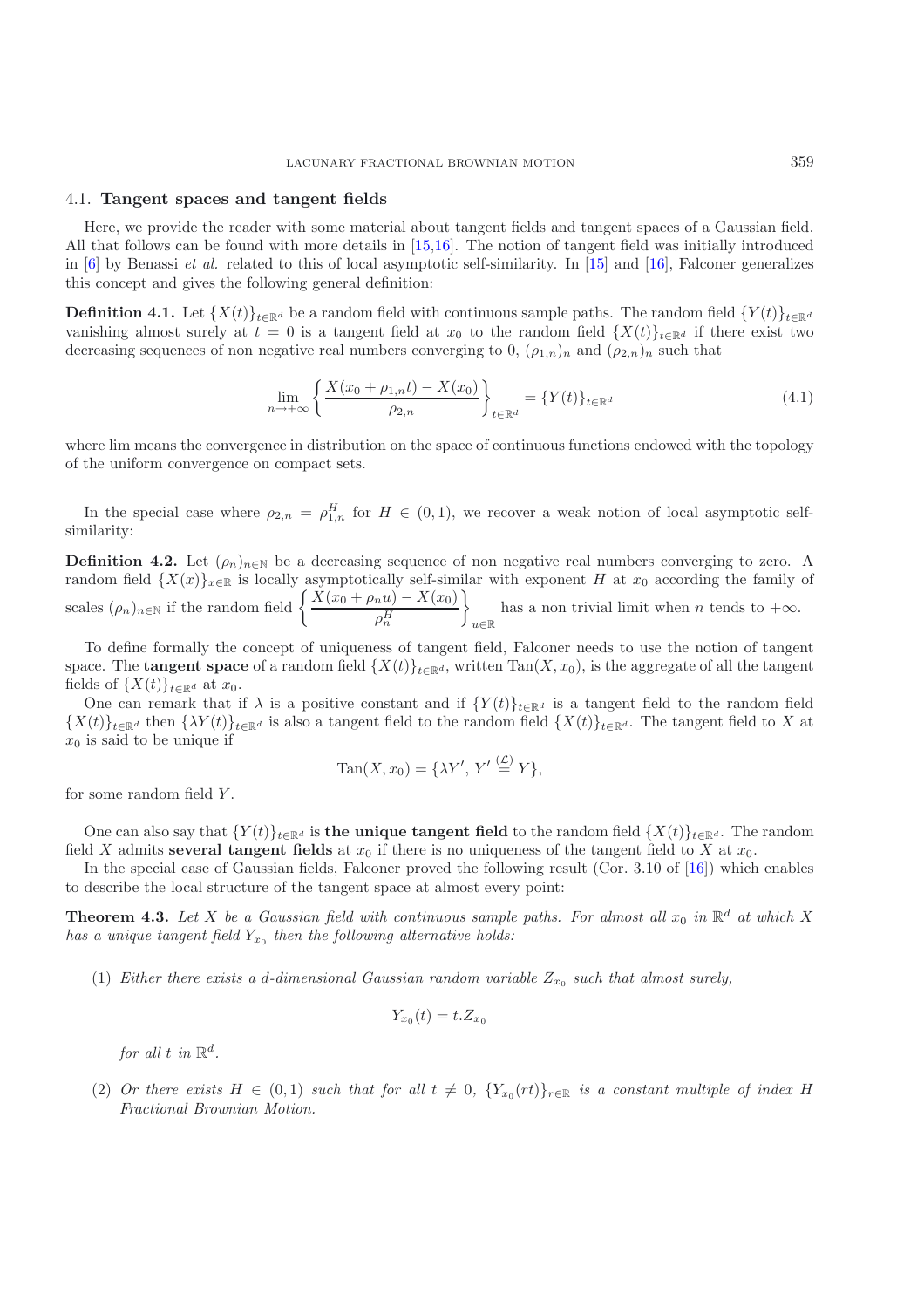### 4.1. **Tangent spaces and tangent fields**

Here, we provide the reader with some material about tangent fields and tangent spaces of a Gaussian field. All that follows can be found with more details in [15,16]. The notion of tangent field was initially introduced in [6] by Benassi *et al.* related to this of local asymptotic self-similarity. In [15] and [16], Falconer generalizes this concept and gives the following general definition:

**Definition 4.1.** Let $\{X(t)\}_{t\in\mathbb{R}^d}$ be a random field with continuous sample paths. The random field $\{Y(t)\}_{t\in\mathbb{R}^d}$ vanishing almost surely at $t=0$ is a tangent field at $x_0$ to the random field $\{X(t)\}_{t\in\mathbb{R}^d}$ if there exist two decreasing sequences of non negative real numbers converging to 0, $(\rho_{1,n})_n$ and $(\rho_{2,n})_n$ such that

$$\lim_{n\to+\infty}\left\{\frac{X(x_0+\rho_{1,n}t)-X(x_0)}{\rho_{2,n}}\right\}_{t\in\mathbb{R}^d}=\{Y(t)\}_{t\in\mathbb{R}^d} \tag{4.1}$$

where lim means the convergence in distribution on the space of continuous functions endowed with the topology of the uniform convergence on compact sets.

In the special case where $\rho_{2,n}=\rho_{1,n}^H$ for $H\in(0,1)$, we recover a weak notion of local asymptotic self-similarity:

**Definition 4.2.** Let $(\rho_n)_{n\in\mathbb{N}}$ be a decreasing sequence of non negative real numbers converging to zero. A random field $\{X(x)\}_{x\in\mathbb{R}}$ is locally asymptotically self-similar with exponent $H$ at $x_0$ according the family of scales $(\rho_n)_{n\in\mathbb{N}}$ if the random field $\left\{\dfrac{X(x_0+\rho_n u)-X(x_0)}{\rho_n^H}\right\}_{u\in\mathbb{R}}$ has a non trivial limit when $n$ tends to $+\infty$.

To define formally the concept of uniqueness of tangent field, Falconer needs to use the notion of tangent space. The **tangent space** of a random field $\{X(t)\}_{t\in\mathbb{R}^d}$, written $\mathrm{Tan}(X,x_0)$, is the aggregate of all the tangent fields of $\{X(t)\}_{t\in\mathbb{R}^d}$ at $x_0$.

One can remark that if $\lambda$ is a positive constant and if $\{Y(t)\}_{t\in\mathbb{R}^d}$ is a tangent field to the random field $\{X(t)\}_{t\in\mathbb{R}^d}$ then $\{\lambda Y(t)\}_{t\in\mathbb{R}^d}$ is also a tangent field to the random field $\{X(t)\}_{t\in\mathbb{R}^d}$. The tangent field to $X$ at $x_0$ is said to be unique if

$$\mathrm{Tan}(X,x_0)=\{\lambda Y',\ Y'\overset{(\mathcal{L})}{=}Y\},$$

for some random field $Y$.

One can also say that $\{Y(t)\}_{t\in\mathbb{R}^d}$ is **the unique tangent field** to the random field $\{X(t)\}_{t\in\mathbb{R}^d}$. The random field $X$ admits **several tangent fields** at $x_0$ if there is no uniqueness of the tangent field to $X$ at $x_0$.

In the special case of Gaussian fields, Falconer proved the following result (Cor. 3.10 of [16]) which enables to describe the local structure of the tangent space at almost every point:

**Theorem 4.3.** *Let $X$ be a Gaussian field with continuous sample paths. For almost all $x_0$ in $\mathbb{R}^d$ at which $X$ has a unique tangent field $Y_{x_0}$ then the following alternative holds:*

(1) *Either there exists a $d$-dimensional Gaussian random variable $Z_{x_0}$ such that almost surely,*

$$Y_{x_0}(t)=t.Z_{x_0}$$

*for all $t$ in $\mathbb{R}^d$.*

(2) *Or there exists $H\in(0,1)$ such that for all $t\neq 0$, $\{Y_{x_0}(rt)\}_{r\in\mathbb{R}}$ is a constant multiple of index $H$ Fractional Brownian Motion.*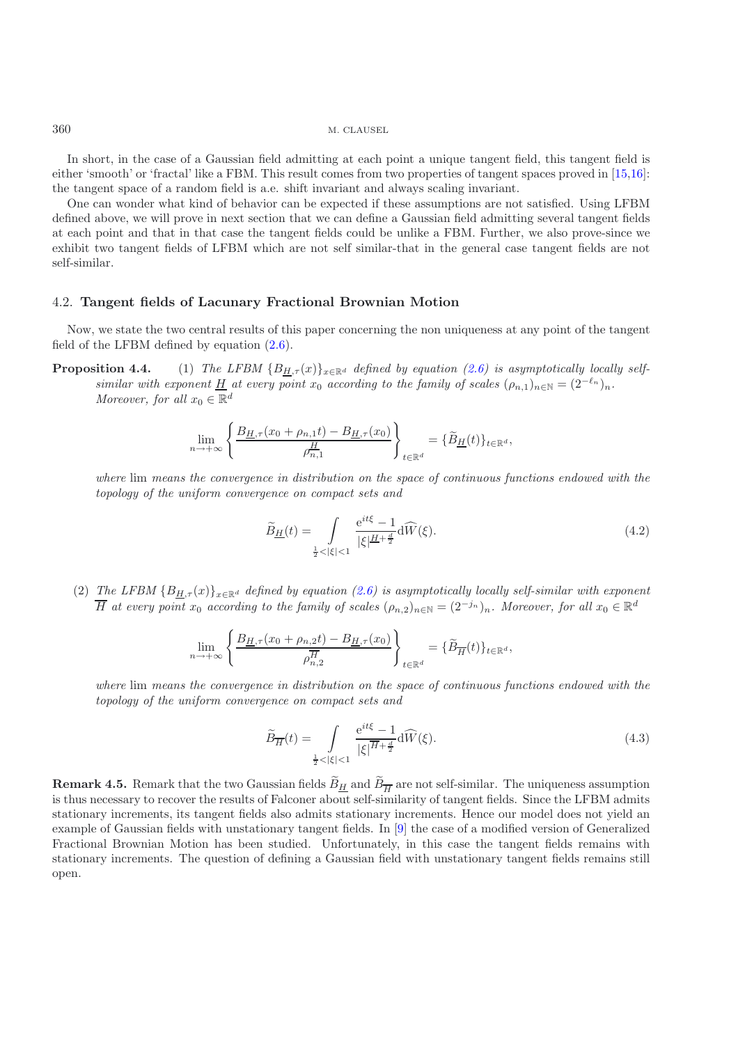In short, in the case of a Gaussian field admitting at each point a unique tangent field, this tangent field is either 'smooth' or 'fractal' like a FBM. This result comes from two properties of tangent spaces proved in [15,16]: the tangent space of a random field is a.e. shift invariant and always scaling invariant.

One can wonder what kind of behavior can be expected if these assumptions are not satisfied. Using LFBM defined above, we will prove in next section that we can define a Gaussian field admitting several tangent fields at each point and that in that case the tangent fields could be unlike a FBM. Further, we also prove-since we exhibit two tangent fields of LFBM which are not self similar-that in the general case tangent fields are not self-similar.

## 4.2. Tangent fields of Lacunary Fractional Brownian Motion

Now, we state the two central results of this paper concerning the non uniqueness at any point of the tangent field of the LFBM defined by equation (2.6).

**Proposition 4.4.** (1) *The LFBM $\{B_{\underline{H},\tau}(x)\}_{x\in\mathbb{R}^d}$ defined by equation (2.6) is asymptotically locally self-similar with exponent $\underline{H}$ at every point $x_0$ according to the family of scales $(\rho_{n,1})_{n\in\mathbb{N}} = (2^{-\ell_n})_n$. Moreover, for all $x_0 \in \mathbb{R}^d$*

$$\lim_{n\to+\infty} \left\{ \frac{B_{\underline{H},\tau}(x_0+\rho_{n,1}t) - B_{\underline{H},\tau}(x_0)}{\rho_{n,1}^{\underline{H}}} \right\}_{t\in\mathbb{R}^d} = \{\widetilde{B}_{\underline{H}}(t)\}_{t\in\mathbb{R}^d},$$

*where* lim *means the convergence in distribution on the space of continuous functions endowed with the topology of the uniform convergence on compact sets and*

$$\widetilde{B}_{\underline{H}}(t) = \int_{\frac{1}{2}<|\xi|<1} \frac{\mathrm{e}^{it\xi}-1}{|\xi|^{\underline{H}+\frac{d}{2}}} \mathrm{d}\widehat{W}(\xi). \tag{4.2}$$

(2) *The LFBM $\{B_{\underline{H},\tau}(x)\}_{x\in\mathbb{R}^d}$ defined by equation (2.6) is asymptotically locally self-similar with exponent $\overline{H}$ at every point $x_0$ according to the family of scales $(\rho_{n,2})_{n\in\mathbb{N}} = (2^{-j_n})_n$. Moreover, for all $x_0 \in \mathbb{R}^d$*

$$\lim_{n\to+\infty} \left\{ \frac{B_{\underline{H},\tau}(x_0+\rho_{n,2}t) - B_{\underline{H},\tau}(x_0)}{\rho_{n,2}^{\overline{H}}} \right\}_{t\in\mathbb{R}^d} = \{\widetilde{B}_{\overline{H}}(t)\}_{t\in\mathbb{R}^d},$$

*where* lim *means the convergence in distribution on the space of continuous functions endowed with the topology of the uniform convergence on compact sets and*

$$\widetilde{B}_{\overline{H}}(t) = \int_{\frac{1}{2}<|\xi|<1} \frac{\mathrm{e}^{it\xi}-1}{|\xi|^{\overline{H}+\frac{d}{2}}} \mathrm{d}\widehat{W}(\xi). \tag{4.3}$$

**Remark 4.5.** Remark that the two Gaussian fields $\widetilde{B}_{\underline{H}}$ and $\widetilde{B}_{\overline{H}}$ are not self-similar. The uniqueness assumption is thus necessary to recover the results of Falconer about self-similarity of tangent fields. Since the LFBM admits stationary increments, its tangent fields also admits stationary increments. Hence our model does not yield an example of Gaussian fields with unstationary tangent fields. In [9] the case of a modified version of Generalized Fractional Brownian Motion has been studied. Unfortunately, in this case the tangent fields remains with stationary increments. The question of defining a Gaussian field with unstationary tangent fields remains still open.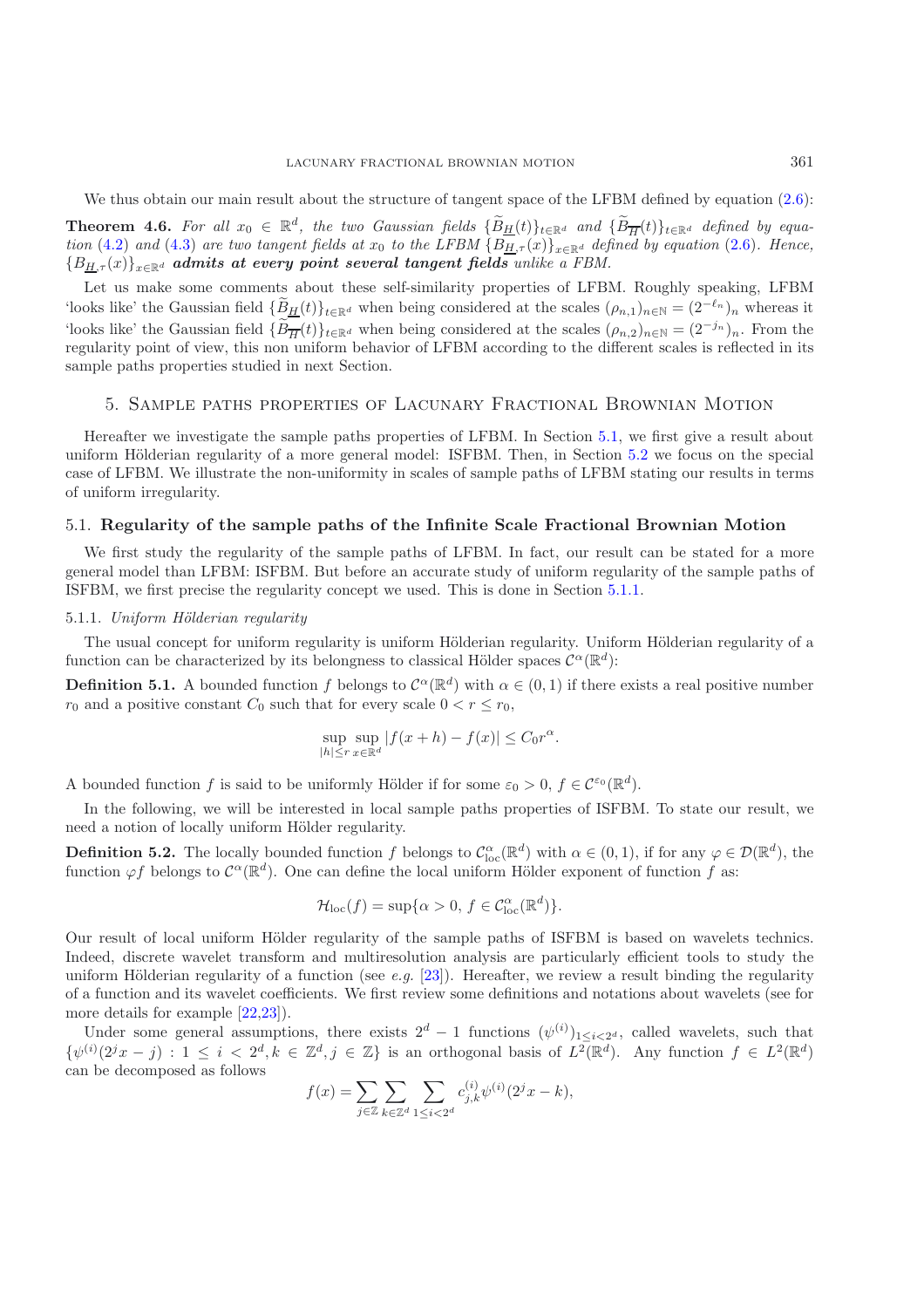We thus obtain our main result about the structure of tangent space of the LFBM defined by equation (2.6):

**Theorem 4.6.** *For all $x_0 \in \mathbb{R}^d$, the two Gaussian fields $\{\widetilde{B}_{\underline{H}}(t)\}_{t\in\mathbb{R}^d}$ and $\{\widetilde{B}_{\overline{H}}(t)\}_{t\in\mathbb{R}^d}$ defined by equation (4.2) and (4.3) are two tangent fields at $x_0$ to the LFBM $\{B_{\underline{H},\tau}(x)\}_{x\in\mathbb{R}^d}$ defined by equation (2.6). Hence, $\{B_{\underline{H},\tau}(x)\}_{x\in\mathbb{R}^d}$* ***admits at every point several tangent fields*** *unlike a FBM.*

Let us make some comments about these self-similarity properties of LFBM. Roughly speaking, LFBM 'looks like' the Gaussian field $\{\widetilde{B}_{\underline{H}}(t)\}_{t\in\mathbb{R}^d}$ when being considered at the scales $(\rho_{n,1})_{n\in\mathbb{N}} = (2^{-\ell_n})_n$ whereas it 'looks like' the Gaussian field $\{\widetilde{B}_{\overline{H}}(t)\}_{t\in\mathbb{R}^d}$ when being considered at the scales $(\rho_{n,2})_{n\in\mathbb{N}} = (2^{-j_n})_n$. From the regularity point of view, this non uniform behavior of LFBM according to the different scales is reflected in its sample paths properties studied in next Section.

## 5. Sample paths properties of Lacunary Fractional Brownian Motion

Hereafter we investigate the sample paths properties of LFBM. In Section 5.1, we first give a result about uniform Hölderian regularity of a more general model: ISFBM. Then, in Section 5.2 we focus on the special case of LFBM. We illustrate the non-uniformity in scales of sample paths of LFBM stating our results in terms of uniform irregularity.

### 5.1. Regularity of the sample paths of the Infinite Scale Fractional Brownian Motion

We first study the regularity of the sample paths of LFBM. In fact, our result can be stated for a more general model than LFBM: ISFBM. But before an accurate study of uniform regularity of the sample paths of ISFBM, we first precise the regularity concept we used. This is done in Section 5.1.1.

#### 5.1.1. *Uniform Hölderian regularity*

The usual concept for uniform regularity is uniform Hölderian regularity. Uniform Hölderian regularity of a function can be characterized by its belongness to classical Hölder spaces $\mathcal{C}^\alpha(\mathbb{R}^d)$:

**Definition 5.1.** A bounded function $f$ belongs to $\mathcal{C}^\alpha(\mathbb{R}^d)$ with $\alpha \in (0,1)$ if there exists a real positive number $r_0$ and a positive constant $C_0$ such that for every scale $0 < r \leq r_0$,

$$\sup_{|h|\leq r}\sup_{x\in\mathbb{R}^d} |f(x+h) - f(x)| \leq C_0 r^\alpha.$$

A bounded function $f$ is said to be uniformly Hölder if for some $\varepsilon_0 > 0$, $f \in \mathcal{C}^{\varepsilon_0}(\mathbb{R}^d)$.

In the following, we will be interested in local sample paths properties of ISFBM. To state our result, we need a notion of locally uniform Hölder regularity.

**Definition 5.2.** The locally bounded function $f$ belongs to $\mathcal{C}^\alpha_{\mathrm{loc}}(\mathbb{R}^d)$ with $\alpha \in (0,1)$, if for any $\varphi \in \mathcal{D}(\mathbb{R}^d)$, the function $\varphi f$ belongs to $\mathcal{C}^\alpha(\mathbb{R}^d)$. One can define the local uniform Hölder exponent of function $f$ as:

$$\mathcal{H}_{\mathrm{loc}}(f) = \sup\{\alpha > 0,\ f \in \mathcal{C}^\alpha_{\mathrm{loc}}(\mathbb{R}^d)\}.$$

Our result of local uniform Hölder regularity of the sample paths of ISFBM is based on wavelets technics. Indeed, discrete wavelet transform and multiresolution analysis are particularly efficient tools to study the uniform Hölderian regularity of a function (see *e.g.* [23]). Hereafter, we review a result binding the regularity of a function and its wavelet coefficients. We first review some definitions and notations about wavelets (see for more details for example [22,23]).

Under some general assumptions, there exists $2^d - 1$ functions $(\psi^{(i)})_{1\leq i<2^d}$, called wavelets, such that $\{\psi^{(i)}(2^j x - j) : 1 \leq i < 2^d, k \in \mathbb{Z}^d, j \in \mathbb{Z}\}$ is an orthogonal basis of $L^2(\mathbb{R}^d)$. Any function $f \in L^2(\mathbb{R}^d)$ can be decomposed as follows

$$f(x) = \sum_{j\in\mathbb{Z}}\sum_{k\in\mathbb{Z}^d}\sum_{1\leq i<2^d} c^{(i)}_{j,k}\psi^{(i)}(2^j x - k),$$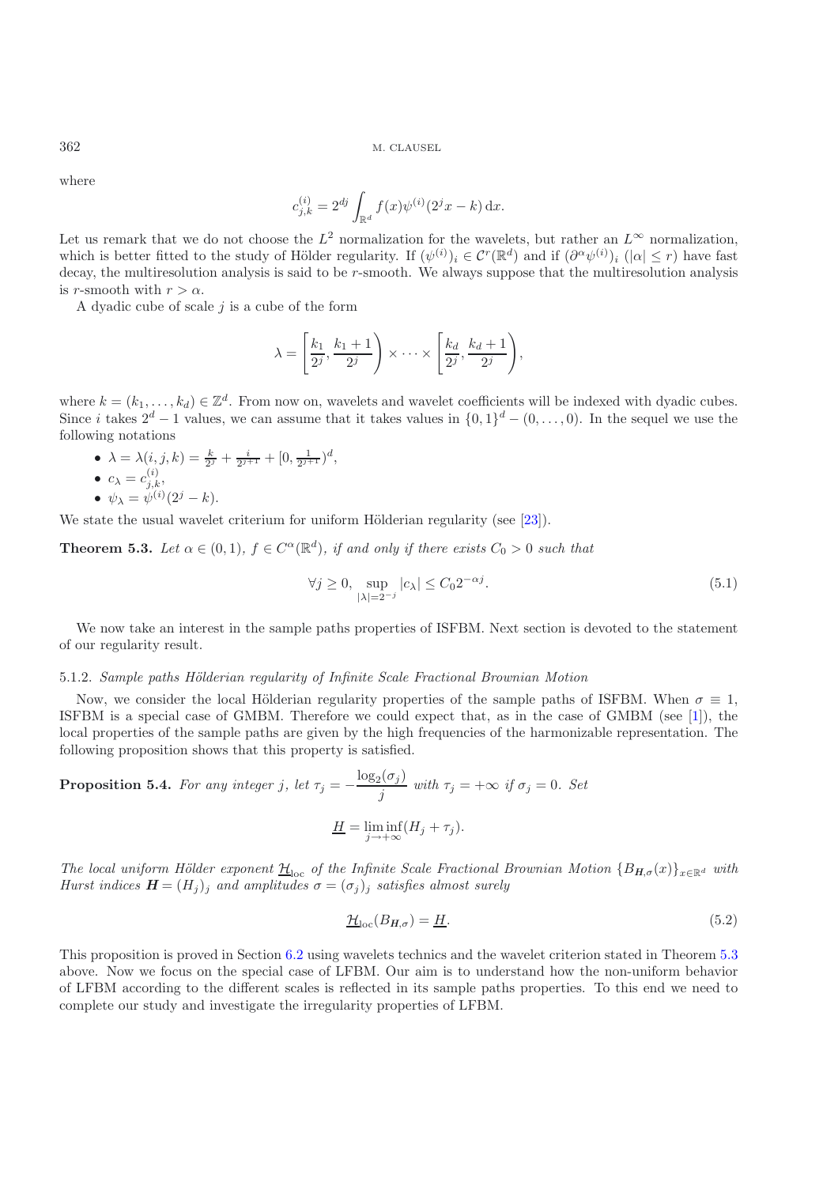where

$$c_{j,k}^{(i)} = 2^{dj} \int_{\mathbb{R}^d} f(x)\psi^{(i)}(2^j x - k)\,\mathrm{d}x.$$

Let us remark that we do not choose the $L^2$ normalization for the wavelets, but rather an $L^\infty$ normalization, which is better fitted to the study of Hölder regularity. If $(\psi^{(i)})_i \in \mathcal{C}^r(\mathbb{R}^d)$ and if $(\partial^\alpha \psi^{(i)})_i$ $(|\alpha| \leq r)$ have fast decay, the multiresolution analysis is said to be $r$-smooth. We always suppose that the multiresolution analysis is $r$-smooth with $r > \alpha$.

A dyadic cube of scale $j$ is a cube of the form

$$\lambda = \left[\frac{k_1}{2^j}, \frac{k_1+1}{2^j}\right) \times \cdots \times \left[\frac{k_d}{2^j}, \frac{k_d+1}{2^j}\right),$$

where $k = (k_1, \ldots, k_d) \in \mathbb{Z}^d$. From now on, wavelets and wavelet coefficients will be indexed with dyadic cubes. Since $i$ takes $2^d - 1$ values, we can assume that it takes values in $\{0,1\}^d - (0, \ldots, 0)$. In the sequel we use the following notations

- $\lambda = \lambda(i,j,k) = \frac{k}{2^j} + \frac{i}{2^{j+1}} + [0, \frac{1}{2^{j+1}})^d$,
- $c_\lambda = c_{j,k}^{(i)}$,
- $\psi_\lambda = \psi^{(i)}(2^j - k)$.

We state the usual wavelet criterium for uniform Hölderian regularity (see [23]).

**Theorem 5.3.** *Let $\alpha \in (0,1)$, $f \in C^\alpha(\mathbb{R}^d)$, if and only if there exists $C_0 > 0$ such that*

$$\forall j \geq 0, \ \sup_{|\lambda| = 2^{-j}} |c_\lambda| \leq C_0 2^{-\alpha j}. \tag{5.1}$$

We now take an interest in the sample paths properties of ISFBM. Next section is devoted to the statement of our regularity result.

#### 5.1.2. *Sample paths Hölderian regularity of Infinite Scale Fractional Brownian Motion*

Now, we consider the local Hölderian regularity properties of the sample paths of ISFBM. When $\sigma \equiv 1$, ISFBM is a special case of GMBM. Therefore we could expect that, as in the case of GMBM (see [1]), the local properties of the sample paths are given by the high frequencies of the harmonizable representation. The following proposition shows that this property is satisfied.

**Proposition 5.4.** *For any integer $j$, let $\tau_j = -\dfrac{\log_2(\sigma_j)}{j}$ with $\tau_j = +\infty$ if $\sigma_j = 0$. Set*

$$\underline{H} = \liminf_{j \to +\infty}(H_j + \tau_j).$$

*The local uniform Hölder exponent $\underline{\mathcal{H}}_{\mathrm{loc}}$ of the Infinite Scale Fractional Brownian Motion $\{B_{\boldsymbol{H},\sigma}(x)\}_{x \in \mathbb{R}^d}$ with Hurst indices $\boldsymbol{H} = (H_j)_j$ and amplitudes $\sigma = (\sigma_j)_j$ satisfies almost surely*

$$\underline{\mathcal{H}}_{\mathrm{loc}}(B_{\boldsymbol{H},\sigma}) = \underline{H}. \tag{5.2}$$

This proposition is proved in Section 6.2 using wavelets technics and the wavelet criterion stated in Theorem 5.3 above. Now we focus on the special case of LFBM. Our aim is to understand how the non-uniform behavior of LFBM according to the different scales is reflected in its sample paths properties. To this end we need to complete our study and investigate the irregularity properties of LFBM.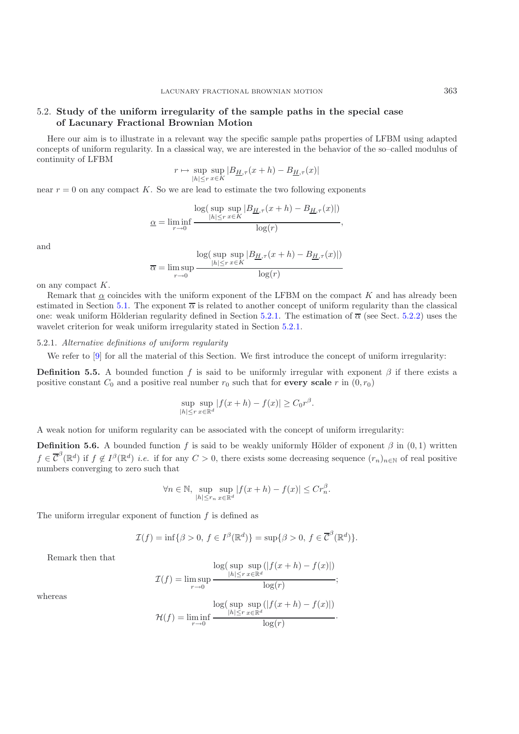## 5.2. Study of the uniform irregularity of the sample paths in the special case of Lacunary Fractional Brownian Motion

Here our aim is to illustrate in a relevant way the specific sample paths properties of LFBM using adapted concepts of uniform regularity. In a classical way, we are interested in the behavior of the so–called modulus of continuity of LFBM

$$r \mapsto \sup_{|h| \le r} \sup_{x \in K} |B_{\underline{H},\tau}(x+h) - B_{\underline{H},\tau}(x)|$$

near $r = 0$ on any compact $K$. So we are lead to estimate the two following exponents

$$\underline{\alpha} = \liminf_{r \to 0} \frac{\log(\sup_{|h| \le r} \sup_{x \in K} |B_{\underline{H},\tau}(x+h) - B_{\underline{H},\tau}(x)|)}{\log(r)},$$

and

$$\overline{\alpha} = \limsup_{r \to 0} \frac{\log(\sup_{|h| \le r} \sup_{x \in K} |B_{\underline{H},\tau}(x+h) - B_{\underline{H},\tau}(x)|)}{\log(r)}$$

on any compact $K$.

Remark that $\underline{\alpha}$ coincides with the uniform exponent of the LFBM on the compact $K$ and has already been estimated in Section 5.1. The exponent $\overline{\alpha}$ is related to another concept of uniform regularity than the classical one: weak uniform Hölderian regularity defined in Section 5.2.1. The estimation of $\overline{\alpha}$ (see Sect. 5.2.2) uses the wavelet criterion for weak uniform irregularity stated in Section 5.2.1.

### 5.2.1. *Alternative definitions of uniform regularity*

We refer to [9] for all the material of this Section. We first introduce the concept of uniform irregularity:

**Definition 5.5.** A bounded function $f$ is said to be uniformly irregular with exponent $\beta$ if there exists a positive constant $C_0$ and a positive real number $r_0$ such that for **every scale** $r$ in $(0, r_0)$

$$\sup_{|h| \le r} \sup_{x \in \mathbb{R}^d} |f(x+h) - f(x)| \ge C_0 r^{\beta}.$$

A weak notion for uniform regularity can be associated with the concept of uniform irregularity:

**Definition 5.6.** A bounded function $f$ is said to be weakly uniformly Hölder of exponent $\beta$ in $(0,1)$ written $f \in \overline{\mathcal{C}}^{\beta}(\mathbb{R}^d)$ if $f \notin I^{\beta}(\mathbb{R}^d)$ *i.e.* if for any $C > 0$, there exists some decreasing sequence $(r_n)_{n \in \mathbb{N}}$ of real positive numbers converging to zero such that

$$\forall n \in \mathbb{N}, \sup_{|h| \le r_n} \sup_{x \in \mathbb{R}^d} |f(x+h) - f(x)| \le C r_n^{\beta}.$$

The uniform irregular exponent of function $f$ is defined as

$$\mathcal{I}(f) = \inf\{\beta > 0,\ f \in I^{\beta}(\mathbb{R}^d)\} = \sup\{\beta > 0,\ f \in \overline{\mathcal{C}}^{\beta}(\mathbb{R}^d)\}.$$

Remark then that

$$\mathcal{I}(f) = \limsup_{r \to 0} \frac{\log(\sup_{|h| \le r} \sup_{x \in \mathbb{R}^d} (|f(x+h) - f(x)|)}{\log(r)};$$

whereas

$$\mathcal{H}(f) = \liminf_{r \to 0} \frac{\log(\sup_{|h| \le r} \sup_{x \in \mathbb{R}^d} (|f(x+h) - f(x)|)}{\log(r)}.$$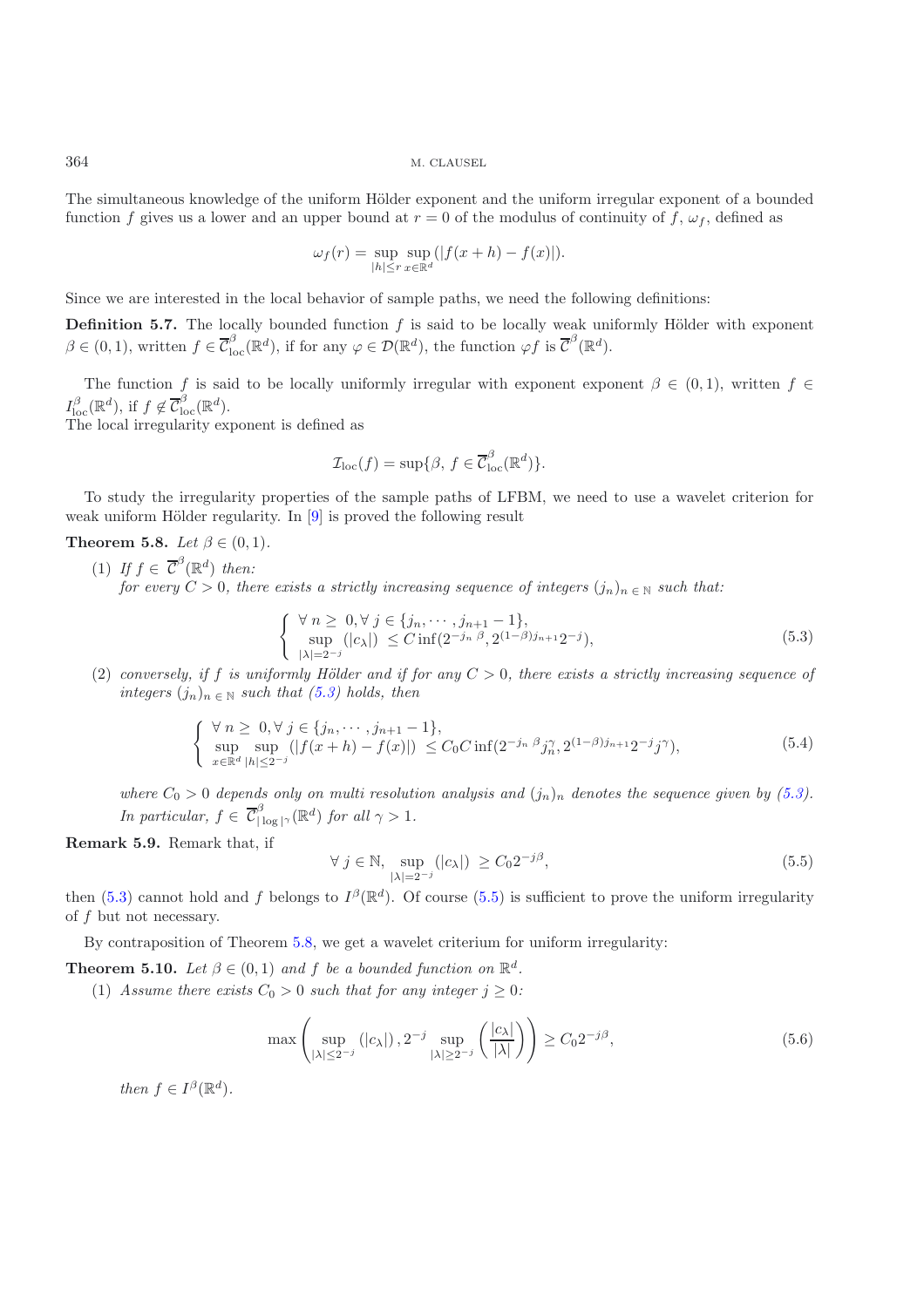The simultaneous knowledge of the uniform Hölder exponent and the uniform irregular exponent of a bounded function $f$ gives us a lower and an upper bound at $r = 0$ of the modulus of continuity of $f$, $\omega_f$, defined as

$$\omega_f(r) = \sup_{|h| \leq r} \sup_{x \in \mathbb{R}^d} (|f(x+h) - f(x)|).$$

Since we are interested in the local behavior of sample paths, we need the following definitions:

**Definition 5.7.** The locally bounded function $f$ is said to be locally weak uniformly Hölder with exponent $\beta \in (0,1)$, written $f \in \overline{\mathcal{C}}^{\beta}_{\mathrm{loc}}(\mathbb{R}^d)$, if for any $\varphi \in \mathcal{D}(\mathbb{R}^d)$, the function $\varphi f$ is $\overline{\mathcal{C}}^{\beta}(\mathbb{R}^d)$.

The function $f$ is said to be locally uniformly irregular with exponent exponent $\beta \in (0,1)$, written $f \in I^{\beta}_{\mathrm{loc}}(\mathbb{R}^d)$, if $f \notin \overline{\mathcal{C}}^{\beta}_{\mathrm{loc}}(\mathbb{R}^d)$.
The local irregularity exponent is defined as

$$\mathcal{I}_{\mathrm{loc}}(f) = \sup\{\beta,\ f \in \overline{\mathcal{C}}^{\beta}_{\mathrm{loc}}(\mathbb{R}^d)\}.$$

To study the irregularity properties of the sample paths of LFBM, we need to use a wavelet criterion for weak uniform Hölder regularity. In [9] is proved the following result

**Theorem 5.8.** *Let $\beta \in (0,1)$.*

(1) *If $f \in \overline{\mathcal{C}}^{\beta}(\mathbb{R}^d)$ then:*
*for every $C > 0$, there exists a strictly increasing sequence of integers $(j_n)_{n \in \mathbb{N}}$ such that:*

$$\begin{cases} \forall\ n \geq\ 0, \forall\ j \in \{j_n, \cdots, j_{n+1} - 1\}, \\ \sup\limits_{|\lambda| = 2^{-j}} (|c_\lambda|)\ \leq C \inf(2^{-j_n\,\beta}, 2^{(1-\beta)j_{n+1}} 2^{-j}), \end{cases} \tag{5.3}$$

(2) *conversely, if $f$ is uniformly Hölder and if for any $C > 0$, there exists a strictly increasing sequence of integers $(j_n)_{n \in \mathbb{N}}$ such that (5.3) holds, then*

$$\begin{cases} \forall\ n \geq\ 0, \forall\ j \in \{j_n, \cdots, j_{n+1} - 1\}, \\ \sup\limits_{x \in \mathbb{R}^d} \sup\limits_{|h| \leq 2^{-j}} (|f(x+h) - f(x)|)\ \leq C_0 C \inf(2^{-j_n\,\beta} j_n^{\gamma}, 2^{(1-\beta)j_{n+1}} 2^{-j} j^{\gamma}), \end{cases} \tag{5.4}$$

*where $C_0 > 0$ depends only on multi resolution analysis and $(j_n)_n$ denotes the sequence given by (5.3). In particular, $f \in \overline{\mathcal{C}}^{\beta}_{|\log|^{\gamma}}(\mathbb{R}^d)$ for all $\gamma > 1$.*

**Remark 5.9.** Remark that, if

$$\forall\ j \in \mathbb{N},\ \sup_{|\lambda| = 2^{-j}} (|c_\lambda|)\ \geq C_0 2^{-j\beta}, \tag{5.5}$$

then (5.3) cannot hold and $f$ belongs to $I^{\beta}(\mathbb{R}^d)$. Of course (5.5) is sufficient to prove the uniform irregularity of $f$ but not necessary.

By contraposition of Theorem 5.8, we get a wavelet criterium for uniform irregularity:

**Theorem 5.10.** *Let $\beta \in (0,1)$ and $f$ be a bounded function on $\mathbb{R}^d$.*

(1) *Assume there exists $C_0 > 0$ such that for any integer $j \geq 0$:*

$$\max\left(\sup_{|\lambda| \leq 2^{-j}} (|c_\lambda|)\,, 2^{-j} \sup_{|\lambda| \geq 2^{-j}} \left(\frac{|c_\lambda|}{|\lambda|}\right)\right) \geq C_0 2^{-j\beta}, \tag{5.6}$$

*then $f \in I^{\beta}(\mathbb{R}^d)$.*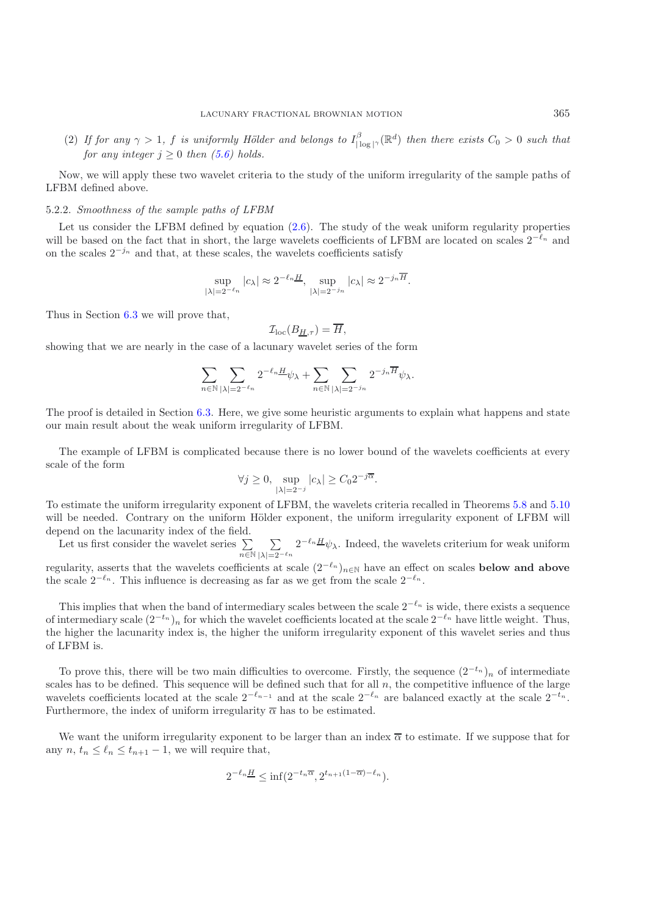(2) *If for any $\gamma > 1$, $f$ is uniformly Hölder and belongs to $I^{\beta}_{|\log|^{\gamma}}(\mathbb{R}^d)$ then there exists $C_0 > 0$ such that for any integer $j \geq 0$ then (5.6) holds.*

Now, we will apply these two wavelet criteria to the study of the uniform irregularity of the sample paths of LFBM defined above.

### 5.2.2. *Smoothness of the sample paths of LFBM*

Let us consider the LFBM defined by equation (2.6). The study of the weak uniform regularity properties will be based on the fact that in short, the large wavelets coefficients of LFBM are located on scales $2^{-\ell_n}$ and on the scales $2^{-j_n}$ and that, at these scales, the wavelets coefficients satisfy

$$\sup_{|\lambda|=2^{-\ell_n}} |c_\lambda| \approx 2^{-\ell_n \underline{H}}, \quad \sup_{|\lambda|=2^{-j_n}} |c_\lambda| \approx 2^{-j_n \overline{H}}.$$

Thus in Section 6.3 we will prove that,

$$\mathcal{I}_{\mathrm{loc}}(B_{\underline{H},\tau}) = \overline{H},$$

showing that we are nearly in the case of a lacunary wavelet series of the form

$$\sum_{n\in\mathbb{N}} \sum_{|\lambda|=2^{-\ell_n}} 2^{-\ell_n \underline{H}} \psi_\lambda + \sum_{n\in\mathbb{N}} \sum_{|\lambda|=2^{-j_n}} 2^{-j_n \overline{H}} \psi_\lambda.$$

The proof is detailed in Section 6.3. Here, we give some heuristic arguments to explain what happens and state our main result about the weak uniform irregularity of LFBM.

The example of LFBM is complicated because there is no lower bound of the wavelets coefficients at every scale of the form

$$\forall j \geq 0, \sup_{|\lambda|=2^{-j}} |c_\lambda| \geq C_0 2^{-j\overline{\alpha}}.$$

To estimate the uniform irregularity exponent of LFBM, the wavelets criteria recalled in Theorems 5.8 and 5.10 will be needed. Contrary on the uniform Hölder exponent, the uniform irregularity exponent of LFBM will depend on the lacunarity index of the field.

Let us first consider the wavelet series $\sum_{n\in\mathbb{N}} \sum_{|\lambda|=2^{-\ell_n}} 2^{-\ell_n \underline{H}} \psi_\lambda$. Indeed, the wavelets criterium for weak uniform regularity, asserts that the wavelets coefficients at scale $(2^{-\ell_n})_{n\in\mathbb{N}}$ have an effect on scales **below and above** the scale $2^{-\ell_n}$. This influence is decreasing as far as we get from the scale $2^{-\ell_n}$.

This implies that when the band of intermediary scales between the scale $2^{-\ell_n}$ is wide, there exists a sequence of intermediary scale $(2^{-t_n})_n$ for which the wavelet coefficients located at the scale $2^{-\ell_n}$ have little weight. Thus, the higher the lacunarity index is, the higher the uniform irregularity exponent of this wavelet series and thus of LFBM is.

To prove this, there will be two main difficulties to overcome. Firstly, the sequence $(2^{-t_n})_n$ of intermediate scales has to be defined. This sequence will be defined such that for all $n$, the competitive influence of the large wavelets coefficients located at the scale $2^{-\ell_{n-1}}$ and at the scale $2^{-\ell_n}$ are balanced exactly at the scale $2^{-t_n}$. Furthermore, the index of uniform irregularity $\overline{\alpha}$ has to be estimated.

We want the uniform irregularity exponent to be larger than an index $\overline{\alpha}$ to estimate. If we suppose that for any $n$, $t_n \leq \ell_n \leq t_{n+1} - 1$, we will require that,

$$2^{-\ell_n \underline{H}} \leq \inf(2^{-t_n \overline{\alpha}}, 2^{t_{n+1}(1-\overline{\alpha})-\ell_n}).$$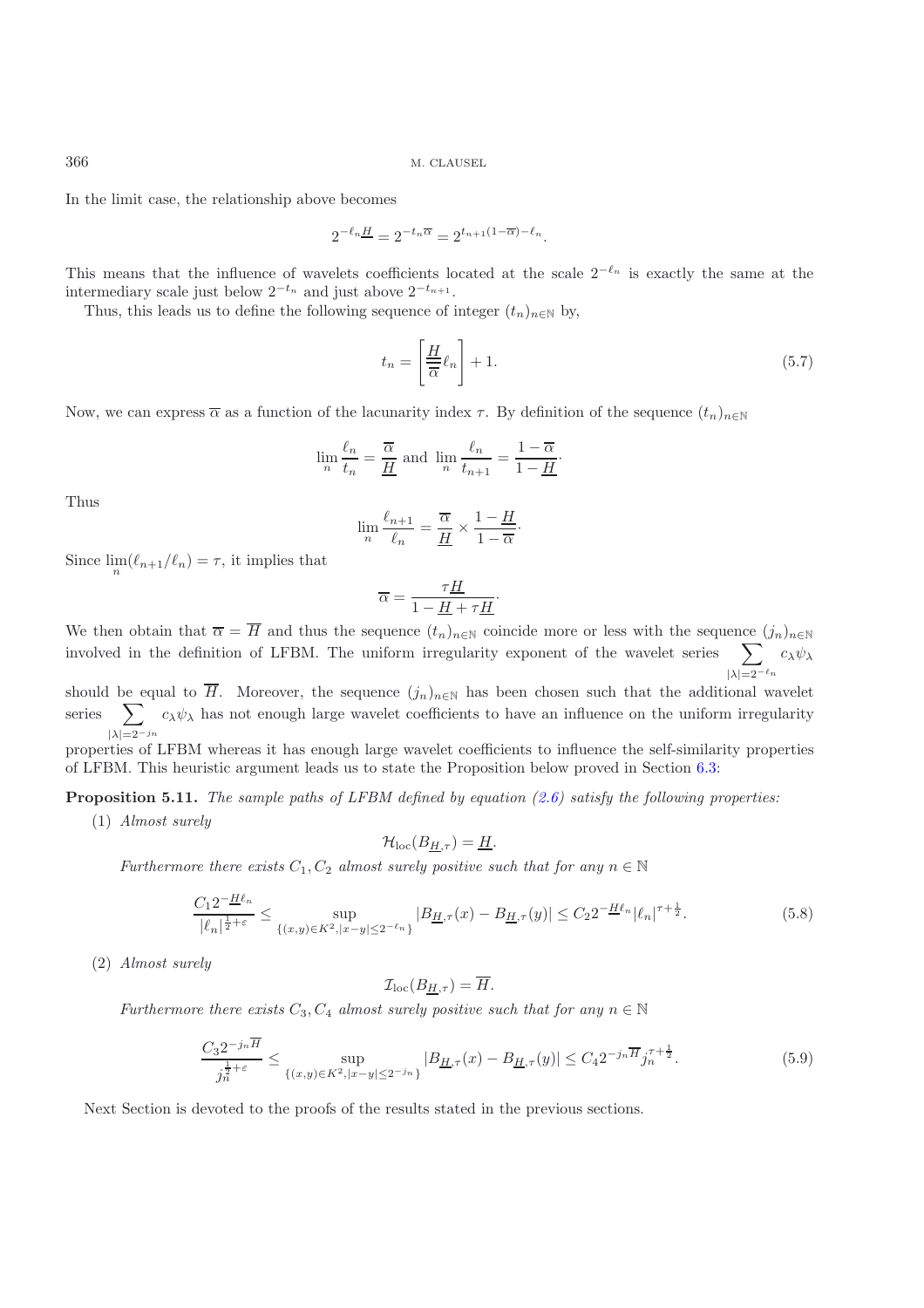In the limit case, the relationship above becomes

$$2^{-\ell_n \underline{H}} = 2^{-t_n \overline{\alpha}} = 2^{t_{n+1}(1-\overline{\alpha})-\ell_n}.$$

This means that the influence of wavelets coefficients located at the scale $2^{-\ell_n}$ is exactly the same at the intermediary scale just below $2^{-t_n}$ and just above $2^{-t_{n+1}}$.

Thus, this leads us to define the following sequence of integer $(t_n)_{n\in\mathbb{N}}$ by,

$$t_n = \left[\frac{\underline{H}}{\overline{\alpha}}\ell_n\right] + 1. \tag{5.7}$$

Now, we can express $\overline{\alpha}$ as a function of the lacunarity index $\tau$. By definition of the sequence $(t_n)_{n\in\mathbb{N}}$

$$\lim_n \frac{\ell_n}{t_n} = \frac{\overline{\alpha}}{\underline{H}} \text{ and } \lim_n \frac{\ell_n}{t_{n+1}} = \frac{1-\overline{\alpha}}{1-\underline{H}}\cdot$$

Thus

$$\lim_n \frac{\ell_{n+1}}{\ell_n} = \frac{\overline{\alpha}}{\underline{H}} \times \frac{1-\underline{H}}{1-\overline{\alpha}}\cdot$$

Since $\lim_n(\ell_{n+1}/\ell_n) = \tau$, it implies that

$$\overline{\alpha} = \frac{\tau \underline{H}}{1-\underline{H}+\tau\underline{H}}\cdot$$

We then obtain that $\overline{\alpha} = \overline{H}$ and thus the sequence $(t_n)_{n\in\mathbb{N}}$ coincide more or less with the sequence $(j_n)_{n\in\mathbb{N}}$ involved in the definition of LFBM. The uniform irregularity exponent of the wavelet series $\sum_{|\lambda|=2^{-\ell_n}} c_\lambda \psi_\lambda$ should be equal to $\overline{H}$. Moreover, the sequence $(j_n)_{n\in\mathbb{N}}$ has been chosen such that the additional wavelet series $\sum_{|\lambda|=2^{-j_n}} c_\lambda \psi_\lambda$ has not enough large wavelet coefficients to have an influence on the uniform irregularity properties of LFBM whereas it has enough large wavelet coefficients to influence the self-similarity properties of LFBM. This heuristic argument leads us to state the Proposition below proved in Section 6.3:

**Proposition 5.11.** *The sample paths of LFBM defined by equation (2.6) satisfy the following properties:*

(1) *Almost surely*

$$\mathcal{H}_{\text{loc}}(B_{\underline{H},\tau}) = \underline{H}.$$

*Furthermore there exists $C_1, C_2$ almost surely positive such that for any $n \in \mathbb{N}$*

$$\frac{C_1 2^{-\underline{H}\ell_n}}{|\ell_n|^{\frac{1}{2}+\varepsilon}} \le \sup_{\{(x,y)\in K^2, |x-y|\le 2^{-\ell_n}\}} |B_{\underline{H},\tau}(x) - B_{\underline{H},\tau}(y)| \le C_2 2^{-\underline{H}\ell_n}|\ell_n|^{\tau+\frac{1}{2}}. \tag{5.8}$$

(2) *Almost surely*

$$\mathcal{I}_{\text{loc}}(B_{\underline{H},\tau}) = \overline{H}.$$

*Furthermore there exists $C_3, C_4$ almost surely positive such that for any $n \in \mathbb{N}$*

$$\frac{C_3 2^{-j_n\overline{H}}}{j_n^{\frac{1}{2}+\varepsilon}} \le \sup_{\{(x,y)\in K^2, |x-y|\le 2^{-j_n}\}} |B_{\underline{H},\tau}(x) - B_{\underline{H},\tau}(y)| \le C_4 2^{-j_n\overline{H}} j_n^{\tau+\frac{1}{2}}. \tag{5.9}$$

Next Section is devoted to the proofs of the results stated in the previous sections.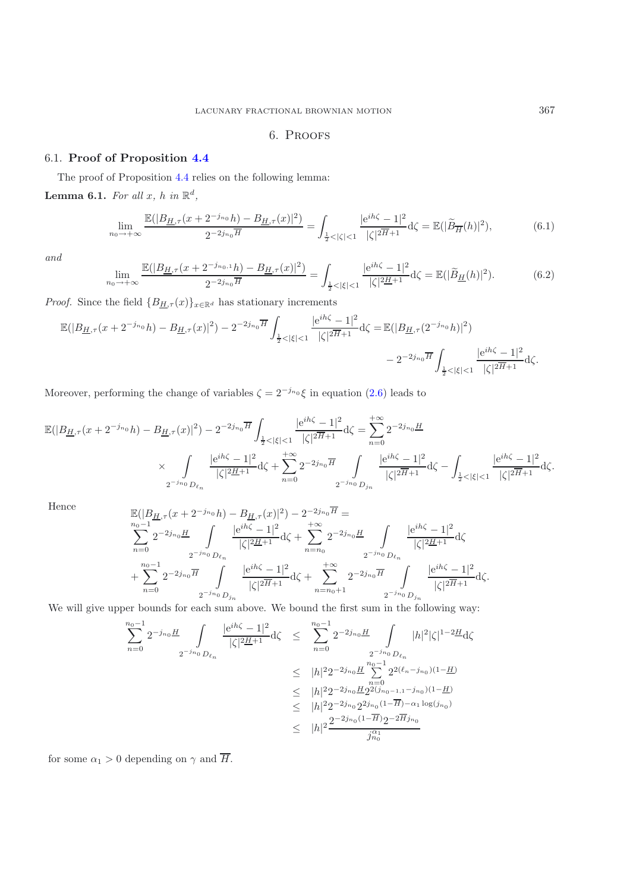# 6. Proofs

## 6.1. Proof of Proposition 4.4

The proof of Proposition 4.4 relies on the following lemma:

**Lemma 6.1.** *For all $x$, $h$ in $\mathbb{R}^d$,*

$$\lim_{n_0\to+\infty} \frac{\mathbb{E}(|B_{\underline{H},\tau}(x+2^{-j_{n_0}}h) - B_{\underline{H},\tau}(x)|^2)}{2^{-2j_{n_0}\overline{H}}} = \int_{\frac{1}{2}<|\zeta|<1} \frac{|e^{ih\zeta}-1|^2}{|\zeta|^{2\overline{H}+1}} d\zeta = \mathbb{E}(|\widetilde{B}_{\overline{H}}(h)|^2), \tag{6.1}$$

*and*

$$\lim_{n_0\to+\infty} \frac{\mathbb{E}(|B_{\underline{H},\tau}(x+2^{-j_{n_0,1}}h) - B_{\underline{H},\tau}(x)|^2)}{2^{-2j_{n_0}\overline{H}}} = \int_{\frac{1}{2}<|\zeta|<1} \frac{|e^{ih\zeta}-1|^2}{|\zeta|^{2\underline{H}+1}} d\zeta = \mathbb{E}(|\widetilde{B}_{\underline{H}}(h)|^2). \tag{6.2}$$

*Proof.* Since the field $\{B_{\underline{H},\tau}(x)\}_{x\in\mathbb{R}^d}$ has stationary increments

$$\mathbb{E}(|B_{\underline{H},\tau}(x+2^{-j_{n_0}}h) - B_{\underline{H},\tau}(x)|^2) - 2^{-2j_{n_0}\overline{H}} \int_{\frac{1}{2}<|\xi|<1} \frac{|e^{ih\zeta}-1|^2}{|\zeta|^{2\overline{H}+1}} d\zeta = \mathbb{E}(|B_{\underline{H},\tau}(2^{-j_{n_0}}h)|^2) - 2^{-2j_{n_0}\overline{H}} \int_{\frac{1}{2}<|\xi|<1} \frac{|e^{ih\zeta}-1|^2}{|\zeta|^{2\overline{H}+1}} d\zeta.$$

Moreover, performing the change of variables $\zeta = 2^{-j_{n_0}}\xi$ in equation (2.6) leads to

$$\mathbb{E}(|B_{\underline{H},\tau}(x+2^{-j_{n_0}}h) - B_{\underline{H},\tau}(x)|^2) - 2^{-2j_{n_0}\overline{H}} \int_{\frac{1}{2}<|\xi|<1} \frac{|e^{ih\zeta}-1|^2}{|\zeta|^{2\overline{H}+1}} d\zeta = \sum_{n=0}^{+\infty} 2^{-2j_{n_0}\underline{H}} \times \int_{2^{-j_{n_0}}D_{\ell_n}} \frac{|e^{ih\zeta}-1|^2}{|\zeta|^{2\underline{H}+1}} d\zeta + \sum_{n=0}^{+\infty} 2^{-2j_{n_0}\overline{H}} \int_{2^{-j_{n_0}}D_{j_n}} \frac{|e^{ih\zeta}-1|^2}{|\zeta|^{2\overline{H}+1}} d\zeta - \int_{\frac{1}{2}<|\xi|<1} \frac{|e^{ih\zeta}-1|^2}{|\zeta|^{2\overline{H}+1}} d\zeta.$$

Hence

$$\begin{aligned}
&\mathbb{E}(|B_{\underline{H},\tau}(x+2^{-j_{n_0}}h) - B_{\underline{H},\tau}(x)|^2) - 2^{-2j_{n_0}\overline{H}} = \\
&\sum_{n=0}^{n_0-1} 2^{-2j_{n_0}\underline{H}} \int_{2^{-j_{n_0}}D_{\ell_n}} \frac{|e^{ih\zeta}-1|^2}{|\zeta|^{2\underline{H}+1}} d\zeta + \sum_{n=n_0}^{+\infty} 2^{-2j_{n_0}\underline{H}} \int_{2^{-j_{n_0}}D_{\ell_n}} \frac{|e^{ih\zeta}-1|^2}{|\zeta|^{2\underline{H}+1}} d\zeta \\
&+ \sum_{n=0}^{n_0-1} 2^{-2j_{n_0}\overline{H}} \int_{2^{-j_{n_0}}D_{j_n}} \frac{|e^{ih\zeta}-1|^2}{|\zeta|^{2\overline{H}+1}} d\zeta + \sum_{n=n_0+1}^{+\infty} 2^{-2j_{n_0}\overline{H}} \int_{2^{-j_{n_0}}D_{j_n}} \frac{|e^{ih\zeta}-1|^2}{|\zeta|^{2\overline{H}+1}} d\zeta.
\end{aligned}$$

We will give upper bounds for each sum above. We bound the first sum in the following way:

$$\begin{aligned}
\sum_{n=0}^{n_0-1} 2^{-j_{n_0}\underline{H}} \int_{2^{-j_{n_0}}D_{\ell_n}} \frac{|e^{ih\zeta}-1|^2}{|\zeta|^{2\underline{H}+1}} d\zeta &\leq \sum_{n=0}^{n_0-1} 2^{-2j_{n_0}\underline{H}} \int_{2^{-j_{n_0}}D_{\ell_n}} |h|^2 |\zeta|^{1-2\underline{H}} d\zeta \\
&\leq |h|^2 2^{-2j_{n_0}\underline{H}} \sum_{n=0}^{n_0-1} 2^{2(\ell_n - j_{n_0})(1-\underline{H})} \\
&\leq |h|^2 2^{-2j_{n_0}\underline{H}} 2^{2(j_{n_0-1,1}-j_{n_0})(1-\underline{H})} \\
&\leq |h|^2 2^{-2j_{n_0}} 2^{2j_{n_0}(1-\overline{H})-\alpha_1 \log(j_{n_0})} \\
&\leq |h|^2 \frac{2^{-2j_{n_0}(1-\overline{H})} 2^{-2\overline{H}j_{n_0}}}{j_{n_0}^{\alpha_1}}
\end{aligned}$$

for some $\alpha_1 > 0$ depending on $\gamma$ and $\overline{H}$.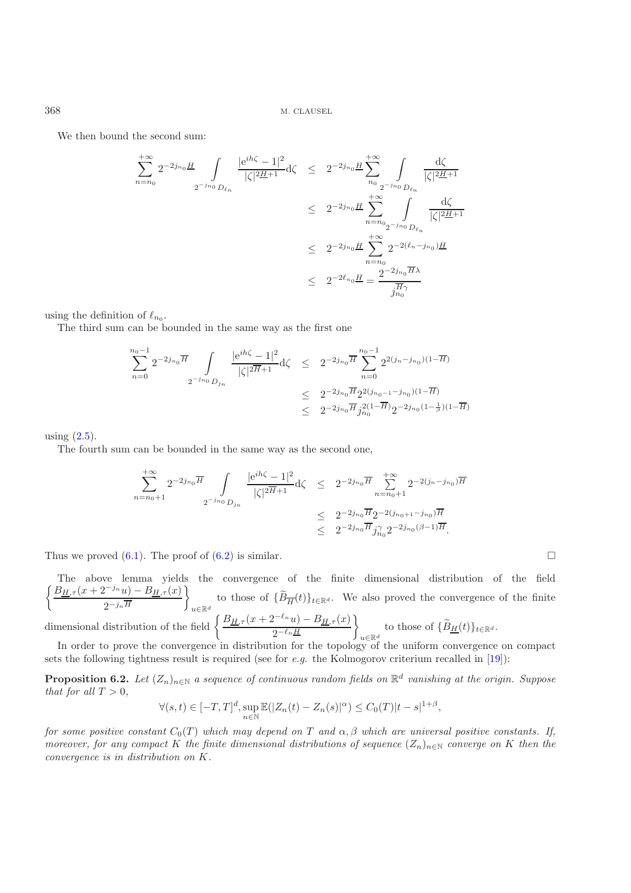We then bound the second sum:

$$
\begin{aligned}
\sum_{n=n_0}^{+\infty} 2^{-2j_{n_0}\underline{H}} \int_{2^{-j_{n_0}} D_{\ell_n}} \frac{|\mathrm{e}^{ih\zeta}-1|^2}{|\zeta|^{2\underline{H}+1}} \mathrm{d}\zeta &\leq 2^{-2j_{n_0}\underline{H}} \sum_{n_0}^{+\infty} \int_{2^{-j_{n_0}} D_{\ell_n}} \frac{\mathrm{d}\zeta}{|\zeta|^{2\underline{H}+1}} \\
&\leq 2^{-2j_{n_0}\underline{H}} \sum_{n=n_0}^{+\infty} \int_{2^{-j_{n_0}} D_{\ell_n}} \frac{\mathrm{d}\zeta}{|\zeta|^{2\underline{H}+1}} \\
&\leq 2^{-2j_{n_0}\underline{H}} \sum_{n=n_0}^{+\infty} 2^{-2(\ell_n - j_{n_0})\underline{H}} \\
&\leq 2^{-2\ell_{n_0}\underline{H}} = \frac{2^{-2j_{n_0}\overline{H}\lambda}}{j_{n_0}^{\overline{H}\gamma}}
\end{aligned}
$$

using the definition of $\ell_{n_0}$.

The third sum can be bounded in the same way as the first one

$$
\begin{aligned}
\sum_{n=0}^{n_0-1} 2^{-2j_{n_0}\overline{H}} \int_{2^{-j_{n_0}} D_{j_n}} \frac{|\mathrm{e}^{ih\zeta}-1|^2}{|\zeta|^{2\overline{H}+1}} \mathrm{d}\zeta &\leq 2^{-2j_{n_0}\overline{H}} \sum_{n=0}^{n_0-1} 2^{2(j_n - j_{n_0})(1-\overline{H})} \\
&\leq 2^{-2j_{n_0}\overline{H}} 2^{2(j_{n_0-1}-j_{n_0})(1-\overline{H})} \\
&\leq 2^{-2j_{n_0}\overline{H}} j_{n_0}^{2(1-\overline{H})} 2^{-2j_{n_0}(1-\frac{1}{\beta})(1-\overline{H})}
\end{aligned}
$$

using (2.5).

The fourth sum can be bounded in the same way as the second one,

$$
\begin{aligned}
\sum_{n=n_0+1}^{+\infty} 2^{-2j_{n_0}\overline{H}} \int_{2^{-j_{n_0}} D_{j_n}} \frac{|\mathrm{e}^{ih\zeta}-1|^2}{|\zeta|^{2\overline{H}+1}} \mathrm{d}\zeta &\leq 2^{-2j_{n_0}\overline{H}} \sum_{n=n_0+1}^{+\infty} 2^{-2(j_n - j_{n_0})\overline{H}} \\
&\leq 2^{-2j_{n_0}\overline{H}} 2^{-2(j_{n_0+1}-j_{n_0})\overline{H}} \\
&\leq 2^{-2j_{n_0}\overline{H}} j_{n_0}^{\gamma} 2^{-2j_{n_0}(\beta-1)\overline{H}}.
\end{aligned}
$$

Thus we proved (6.1). The proof of (6.2) is similar. □

The above lemma yields the convergence of the finite dimensional distribution of the field $\left\{\dfrac{B_{\underline{H},\tau}(x+2^{-j_n}u)-B_{\underline{H},\tau}(x)}{2^{-j_n\overline{H}}}\right\}_{u\in\mathbb{R}^d}$ to those of $\{\widetilde{B}_{\overline{H}}(t)\}_{t\in\mathbb{R}^d}$. We also proved the convergence of the finite dimensional distribution of the field $\left\{\dfrac{B_{\underline{H},\tau}(x+2^{-\ell_n}u)-B_{\underline{H},\tau}(x)}{2^{-\ell_n\underline{H}}}\right\}_{u\in\mathbb{R}^d}$ to those of $\{\widetilde{B}_{\underline{H}}(t)\}_{t\in\mathbb{R}^d}$.

In order to prove the convergence in distribution for the topology of the uniform convergence on compact sets the following tightness result is required (see for *e.g.* the Kolmogorov criterium recalled in [19]):

**Proposition 6.2.** *Let $(Z_n)_{n\in\mathbb{N}}$ a sequence of continuous random fields on $\mathbb{R}^d$ vanishing at the origin. Suppose that for all $T>0$,*

$$
\forall (s,t) \in [-T,T]^d, \sup_{n\in\mathbb{N}} \mathbb{E}(|Z_n(t)-Z_n(s)|^{\alpha}) \leq C_0(T)|t-s|^{1+\beta},
$$

*for some positive constant $C_0(T)$ which may depend on $T$ and $\alpha,\beta$ which are universal positive constants. If, moreover, for any compact $K$ the finite dimensional distributions of sequence $(Z_n)_{n\in\mathbb{N}}$ converge on $K$ then the convergence is in distribution on $K$.*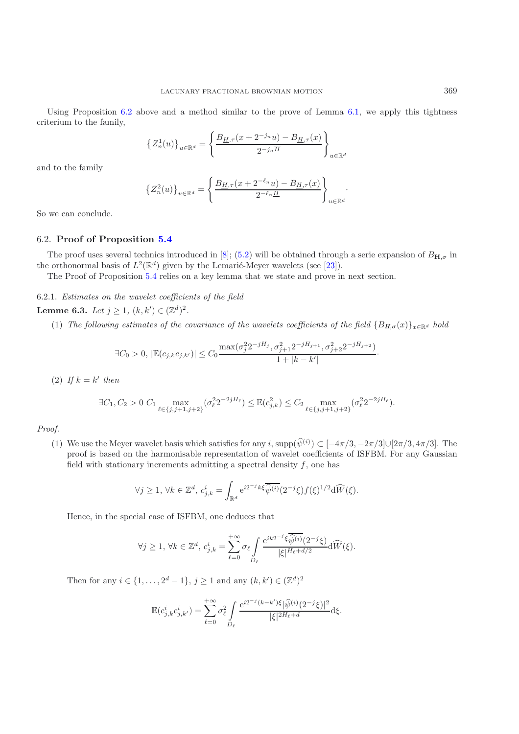Using Proposition 6.2 above and a method similar to the prove of Lemma 6.1, we apply this tightness criterium to the family,

$$\left\{Z_n^1(u)\right\}_{u\in\mathbb{R}^d} = \left\{\frac{B_{\underline{H},\tau}(x+2^{-j_n}u) - B_{\underline{H},\tau}(x)}{2^{-j_n\overline{H}}}\right\}_{u\in\mathbb{R}^d}$$

and to the family

$$\left\{Z_n^2(u)\right\}_{u\in\mathbb{R}^d} = \left\{\frac{B_{\underline{H},\tau}(x+2^{-\ell_n}u) - B_{\underline{H},\tau}(x)}{2^{-\ell_n\underline{H}}}\right\}_{u\in\mathbb{R}^d}.$$

So we can conclude.

## 6.2. **Proof of Proposition 5.4**

The proof uses several technics introduced in [8]; (5.2) will be obtained through a serie expansion of $B_{\mathbf{H},\sigma}$ in the orthonormal basis of $L^2(\mathbb{R}^d)$ given by the Lemarié-Meyer wavelets (see [23]).

The Proof of Proposition 5.4 relies on a key lemma that we state and prove in next section.

### 6.2.1. *Estimates on the wavelet coefficients of the field*

**Lemme 6.3.** *Let* $j \geq 1$, $(k,k') \in (\mathbb{Z}^d)^2$.

(1) *The following estimates of the covariance of the wavelets coefficients of the field* $\{B_{\boldsymbol{H},\sigma}(x)\}_{x\in\mathbb{R}^d}$ *hold*

$$\exists C_0 > 0,\ |\mathbb{E}(c_{j,k}c_{j,k'})| \leq C_0 \frac{\max(\sigma_j^2 2^{-jH_j}, \sigma_{j+1}^2 2^{-jH_{j+1}}, \sigma_{j+2}^2 2^{-jH_{j+2}})}{1+|k-k'|}.$$

(2) *If* $k = k'$ *then*

$$\exists C_1, C_2 > 0\ C_1 \max_{\ell\in\{j,j+1,j+2\}}(\sigma_\ell^2 2^{-2jH_\ell}) \leq \mathbb{E}(c_{j,k}^2) \leq C_2 \max_{\ell\in\{j,j+1,j+2\}}(\sigma_\ell^2 2^{-2jH_\ell}).$$

*Proof.*

(1) We use the Meyer wavelet basis which satisfies for any $i$, $\operatorname{supp}(\widehat{\psi}^{(i)}) \subset [-4\pi/3, -2\pi/3] \cup [2\pi/3, 4\pi/3]$. The proof is based on the harmonisable representation of wavelet coefficients of ISFBM. For any Gaussian field with stationary increments admitting a spectral density $f$, one has

$$\forall j \geq 1,\ \forall k \in \mathbb{Z}^d,\ c_{j,k}^i = \int_{\mathbb{R}^d} \mathrm{e}^{i2^{-j}k\xi}\overline{\widehat{\psi}^{(i)}}(2^{-j}\xi) f(\xi)^{1/2} \mathrm{d}\widehat{W}(\xi).$$

Hence, in the special case of ISFBM, one deduces that

$$\forall j \geq 1,\ \forall k \in \mathbb{Z}^d,\ c_{j,k}^i = \sum_{\ell=0}^{+\infty} \sigma_\ell \int_{D_\ell} \frac{\mathrm{e}^{ik2^{-j}\xi}\overline{\widehat{\psi}^{(i)}}(2^{-j}\xi)}{|\xi|^{H_\ell+d/2}} \mathrm{d}\widehat{W}(\xi).$$

Then for any $i \in \{1,\ldots,2^d-1\}$, $j \geq 1$ and any $(k,k') \in (\mathbb{Z}^d)^2$

$$\mathbb{E}(c_{j,k}^i c_{j,k'}^i) = \sum_{\ell=0}^{+\infty} \sigma_\ell^2 \int_{D_\ell} \frac{\mathrm{e}^{i2^{-j}(k-k')\xi}|\widehat{\psi}^{(i)}(2^{-j}\xi)|^2}{|\xi|^{2H_\ell+d}} \mathrm{d}\xi.$$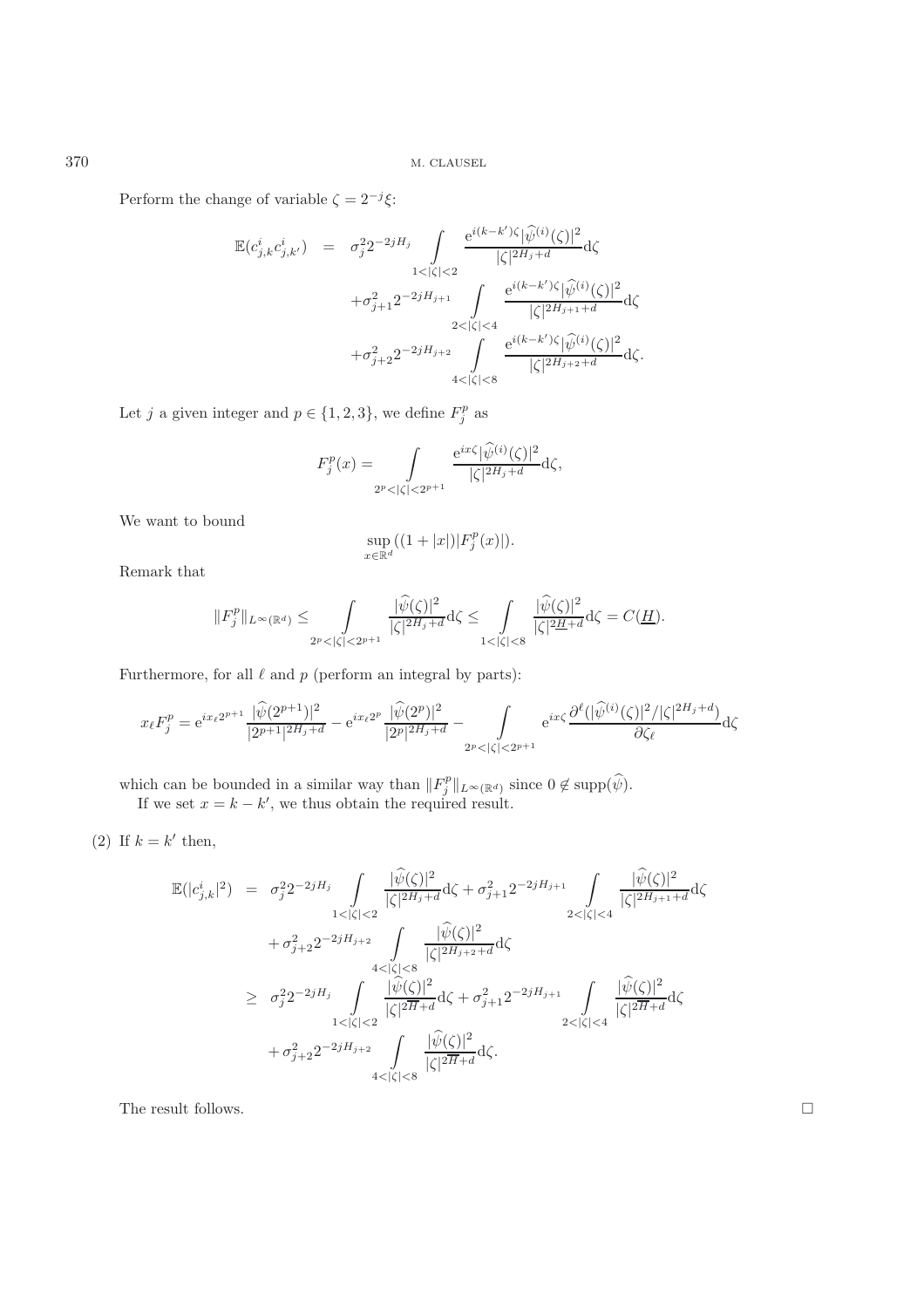Perform the change of variable $\zeta = 2^{-j}\xi$:

$$
\begin{aligned}
\mathbb{E}(c^i_{j,k}c^i_{j,k'}) &= \sigma_j^2 2^{-2jH_j} \int\limits_{1<|\zeta|<2} \frac{\mathrm{e}^{i(k-k')\zeta}|\widehat{\psi}^{(i)}(\zeta)|^2}{|\zeta|^{2H_j+d}}\mathrm{d}\zeta \\
&\quad + \sigma_{j+1}^2 2^{-2jH_{j+1}} \int\limits_{2<|\zeta|<4} \frac{\mathrm{e}^{i(k-k')\zeta}|\widehat{\psi}^{(i)}(\zeta)|^2}{|\zeta|^{2H_{j+1}+d}}\mathrm{d}\zeta \\
&\quad + \sigma_{j+2}^2 2^{-2jH_{j+2}} \int\limits_{4<|\zeta|<8} \frac{\mathrm{e}^{i(k-k')\zeta}|\widehat{\psi}^{(i)}(\zeta)|^2}{|\zeta|^{2H_{j+2}+d}}\mathrm{d}\zeta.
\end{aligned}
$$

Let $j$ a given integer and $p \in \{1,2,3\}$, we define $F_j^p$ as

$$
F_j^p(x) = \int\limits_{2^p<|\zeta|<2^{p+1}} \frac{\mathrm{e}^{ix\zeta}|\widehat{\psi}^{(i)}(\zeta)|^2}{|\zeta|^{2H_j+d}}\mathrm{d}\zeta,
$$

We want to bound

$$
\sup_{x\in\mathbb{R}^d}((1+|x|)|F_j^p(x)|).
$$

Remark that

$$
\|F_j^p\|_{L^\infty(\mathbb{R}^d)} \le \int\limits_{2^p<|\zeta|<2^{p+1}} \frac{|\widehat{\psi}(\zeta)|^2}{|\zeta|^{2H_j+d}}\mathrm{d}\zeta \le \int\limits_{1<|\zeta|<8} \frac{|\widehat{\psi}(\zeta)|^2}{|\zeta|^{2\underline{H}+d}}\mathrm{d}\zeta = C(\underline{H}).
$$

Furthermore, for all $\ell$ and $p$ (perform an integral by parts):

$$
x_\ell F_j^p = \mathrm{e}^{ix_\ell 2^{p+1}}\frac{|\widehat{\psi}(2^{p+1})|^2}{|2^{p+1}|^{2H_j+d}} - \mathrm{e}^{ix_\ell 2^p}\frac{|\widehat{\psi}(2^p)|^2}{|2^p|^{2H_j+d}} - \int\limits_{2^p<|\zeta|<2^{p+1}} \mathrm{e}^{ix\zeta}\frac{\partial^\ell(|\widehat{\psi}^{(i)}(\zeta)|^2/|\zeta|^{2H_j+d})}{\partial\zeta_\ell}\mathrm{d}\zeta
$$

which can be bounded in a similar way than $\|F_j^p\|_{L^\infty(\mathbb{R}^d)}$ since $0 \notin \mathrm{supp}(\widehat{\psi})$.
If we set $x = k - k'$, we thus obtain the required result.

(2) If $k = k'$ then,

$$
\begin{aligned}
\mathbb{E}(|c^i_{j,k}|^2) &= \sigma_j^2 2^{-2jH_j} \int\limits_{1<|\zeta|<2} \frac{|\widehat{\psi}(\zeta)|^2}{|\zeta|^{2H_j+d}}\mathrm{d}\zeta + \sigma_{j+1}^2 2^{-2jH_{j+1}} \int\limits_{2<|\zeta|<4} \frac{|\widehat{\psi}(\zeta)|^2}{|\zeta|^{2H_{j+1}+d}}\mathrm{d}\zeta \\
&\quad + \sigma_{j+2}^2 2^{-2jH_{j+2}} \int\limits_{4<|\zeta|<8} \frac{|\widehat{\psi}(\zeta)|^2}{|\zeta|^{2H_{j+2}+d}}\mathrm{d}\zeta \\
&\ge \sigma_j^2 2^{-2jH_j} \int\limits_{1<|\zeta|<2} \frac{|\widehat{\psi}(\zeta)|^2}{|\zeta|^{2\overline{H}+d}}\mathrm{d}\zeta + \sigma_{j+1}^2 2^{-2jH_{j+1}} \int\limits_{2<|\zeta|<4} \frac{|\widehat{\psi}(\zeta)|^2}{|\zeta|^{2\overline{H}+d}}\mathrm{d}\zeta \\
&\quad + \sigma_{j+2}^2 2^{-2jH_{j+2}} \int\limits_{4<|\zeta|<8} \frac{|\widehat{\psi}(\zeta)|^2}{|\zeta|^{2\overline{H}+d}}\mathrm{d}\zeta.
\end{aligned}
$$

The result follows. □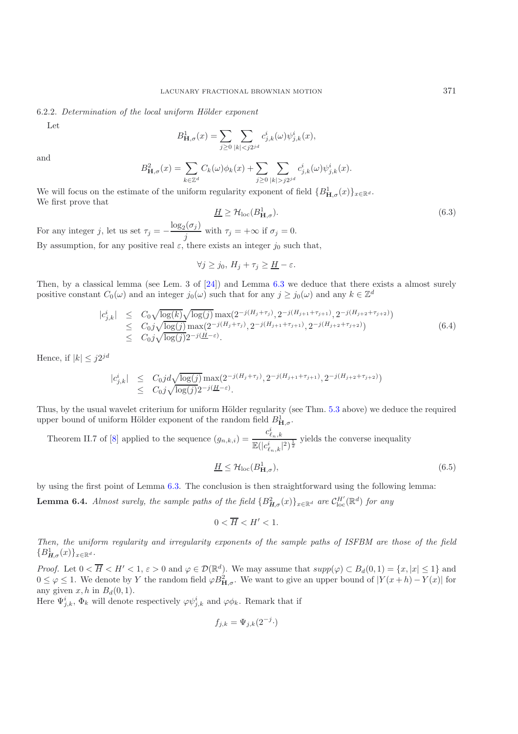#### 6.2.2. *Determination of the local uniform Hölder exponent*

Let

$$B^1_{\mathbf{H},\sigma}(x) = \sum_{j\geq 0} \sum_{|k|<j2^{jd}} c^i_{j,k}(\omega)\psi^i_{j,k}(x),$$

and

$$B^2_{\mathbf{H},\sigma}(x) = \sum_{k\in\mathbb{Z}^d} C_k(\omega)\phi_k(x) + \sum_{j\geq 0} \sum_{|k|>j2^{jd}} c^i_{j,k}(\omega)\psi^i_{j,k}(x).$$

We will focus on the estimate of the uniform regularity exponent of field $\{B^1_{\mathbf{H},\sigma}(x)\}_{x\in\mathbb{R}^d}$.
We first prove that

$$\underline{H} \geq \mathcal{H}_{\text{loc}}(B^1_{\mathbf{H},\sigma}). \tag{6.3}$$

For any integer $j$, let us set $\tau_j = -\dfrac{\log_2(\sigma_j)}{j}$ with $\tau_j = +\infty$ if $\sigma_j = 0$.
By assumption, for any positive real $\varepsilon$, there exists an integer $j_0$ such that,

$$\forall j \geq j_0,\ H_j + \tau_j \geq \underline{H} - \varepsilon.$$

Then, by a classical lemma (see Lem. 3 of [24]) and Lemma 6.3 we deduce that there exists a almost surely positive constant $C_0(\omega)$ and an integer $j_0(\omega)$ such that for any $j \geq j_0(\omega)$ and any $k \in \mathbb{Z}^d$

$$\begin{array}{rcl} |c^i_{j,k}| & \leq & C_0\sqrt{\log(k)}\sqrt{\log(j)}\max(2^{-j(H_j+\tau_j)}, 2^{-j(H_{j+1}+\tau_{j+1})}, 2^{-j(H_{j+2}+\tau_{j+2})}) \\ & \leq & C_0 j\sqrt{\log(j)}\max(2^{-j(H_j+\tau_j)}, 2^{-j(H_{j+1}+\tau_{j+1})}, 2^{-j(H_{j+2}+\tau_{j+2})}) \\ & \leq & C_0 j\sqrt{\log(j)}2^{-j(\underline{H}-\varepsilon)}. \end{array} \tag{6.4}$$

Hence, if $|k| \leq j2^{jd}$

$$\begin{array}{rcl} |c^i_{j,k}| & \leq & C_0 jd\sqrt{\log(j)}\max(2^{-j(H_j+\tau_j)}, 2^{-j(H_{j+1}+\tau_{j+1})}, 2^{-j(H_{j+2}+\tau_{j+2})}) \\ & \leq & C_0 j\sqrt{\log(j)}2^{-j(\underline{H}-\varepsilon)}. \end{array}$$

Thus, by the usual wavelet criterium for uniform Hölder regularity (see Thm. 5.3 above) we deduce the required upper bound of uniform Hölder exponent of the random field $B^1_{\mathbf{H},\sigma}$.

Theorem II.7 of [8] applied to the sequence $(g_{n,k,i}) = \dfrac{c^i_{\ell_n,k}}{\mathbb{E}(|c^i_{\ell_n,k}|^2)^{\frac{1}{2}}}$ yields the converse inequality

$$\underline{H} \leq \mathcal{H}_{\text{loc}}(B^1_{\mathbf{H},\sigma}), \tag{6.5}$$

by using the first point of Lemma 6.3. The conclusion is then straightforward using the following lemma:

**Lemma 6.4.** *Almost surely, the sample paths of the field $\{B^2_{\mathbf{H},\sigma}(x)\}_{x\in\mathbb{R}^d}$ are $\mathcal{C}^{H'}_{\text{loc}}(\mathbb{R}^d)$ for any*

$$0 < \overline{H} < H' < 1.$$

*Then, the uniform regularity and irregularity exponents of the sample paths of ISFBM are those of the field $\{B^1_{\mathbf{H},\sigma}(x)\}_{x\in\mathbb{R}^d}$.*

*Proof.* Let $0 < \overline{H} < H' < 1$, $\varepsilon > 0$ and $\varphi \in \mathcal{D}(\mathbb{R}^d)$. We may assume that $supp(\varphi) \subset B_d(0,1) = \{x, |x| \leq 1\}$ and $0 \leq \varphi \leq 1$. We denote by $Y$ the random field $\varphi B^2_{\mathbf{H},\sigma}$. We want to give an upper bound of $|Y(x+h) - Y(x)|$ for any given $x, h$ in $B_d(0,1)$.
Here $\Psi^i_{j,k}$, $\Phi_k$ will denote respectively $\varphi\psi^i_{j,k}$ and $\varphi\phi_k$. Remark that if

$$f_{j,k} = \Psi_{j,k}(2^{-j}\cdot)$$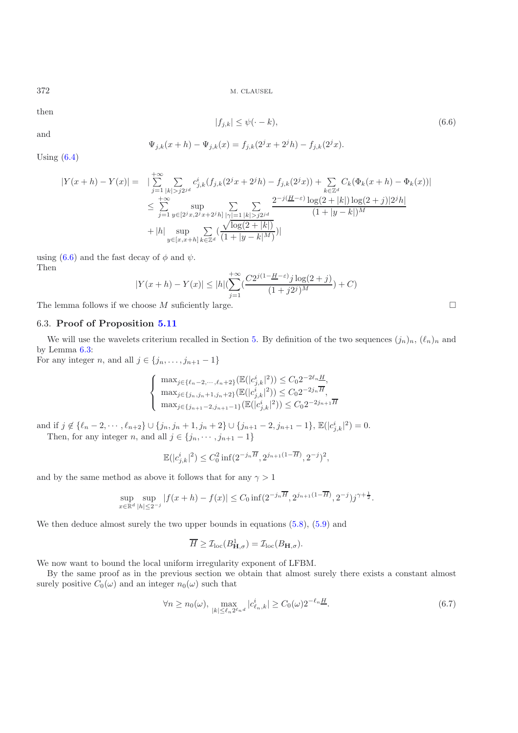then

$$|f_{j,k}| \leq \psi(\cdot - k), \tag{6.6}$$

and

$$\Psi_{j,k}(x+h) - \Psi_{j,k}(x) = f_{j,k}(2^j x + 2^j h) - f_{j,k}(2^j x).$$

Using (6.4)

$$\begin{aligned}
|Y(x+h) - Y(x)| = \; & |\sum_{j=1}^{+\infty} \sum_{|k|>j2^{jd}} c^i_{j,k}(f_{j,k}(2^j x + 2^j h) - f_{j,k}(2^j x)) + \sum_{k \in \mathbb{Z}^d} C_k(\Phi_k(x+h) - \Phi_k(x))| \\
& \leq \sum_{j=1}^{+\infty} \sup_{y \in [2^j x, 2^j x + 2^j h]} \sum_{|\gamma|=1} \sum_{|k|>j2^{jd}} \frac{2^{-j(\underline{H}-\varepsilon)} \log(2+|k|) \log(2+j) |2^j h|}{(1+|y-k|)^M} \\
& + |h| \sup_{y \in [x, x+h]} \sum_{k \in \mathbb{Z}^d} (\frac{\sqrt{\log(2+|k|)}}{(1+|y-k|^M)})|
\end{aligned}$$

using (6.6) and the fast decay of $\phi$ and $\psi$.
Then

$$|Y(x+h) - Y(x)| \leq |h| (\sum_{j=1}^{+\infty} (\frac{C 2^{j(1-\underline{H}-\varepsilon)} j \log(2+j)}{(1+j2^j)^M}) + C)$$

The lemma follows if we choose $M$ suficiently large. □

### 6.3. **Proof of Proposition 5.11**

We will use the wavelets criterium recalled in Section 5. By definition of the two sequences $(j_n)_n$, $(\ell_n)_n$ and by Lemma 6.3:
For any integer $n$, and all $j \in \{j_n, \ldots, j_{n+1} - 1\}$

$$\begin{cases}
\max_{j \in \{\ell_n - 2, \cdots, \ell_n + 2\}} (\mathbb{E}(|c^i_{j,k}|^2)) \leq C_0 2^{-2\ell_n \underline{H}}, \\
\max_{j \in \{j_n, j_n+1, j_n+2\}} (\mathbb{E}(|c^i_{j,k}|^2)) \leq C_0 2^{-2j_n \overline{H}}, \\
\max_{j \in \{j_{n+1}-2, j_{n+1}-1\}} (\mathbb{E}(|c^i_{j,k}|^2)) \leq C_0 2^{-2j_{n+1} \overline{H}}
\end{cases}$$

and if $j \notin \{\ell_n - 2, \cdots, \ell_{n+2}\} \cup \{j_n, j_n+1, j_n+2\} \cup \{j_{n+1}-2, j_{n+1}-1\}$, $\mathbb{E}(|c^i_{j,k}|^2) = 0$.

Then, for any integer $n$, and all $j \in \{j_n, \cdots, j_{n+1} - 1\}$

$$\mathbb{E}(|c^i_{j,k}|^2) \leq C_0^2 \inf(2^{-j_n \overline{H}}, 2^{j_{n+1}(1-\overline{H})}, 2^{-j})^2,$$

and by the same method as above it follows that for any $\gamma > 1$

$$\sup_{x \in \mathbb{R}^d} \sup_{|h| \leq 2^{-j}} |f(x+h) - f(x)| \leq C_0 \inf(2^{-j_n \overline{H}}, 2^{j_{n+1}(1-\overline{H})}, 2^{-j}) j^{\gamma + \frac{1}{2}}.$$

We then deduce almost surely the two upper bounds in equations (5.8), (5.9) and

$$\overline{H} \geq \mathcal{I}_{\mathrm{loc}}(B^1_{\mathbf{H},\sigma}) = \mathcal{I}_{\mathrm{loc}}(B_{\mathbf{H},\sigma}).$$

We now want to bound the local uniform irregularity exponent of LFBM.

By the same proof as in the previous section we obtain that almost surely there exists a constant almost surely positive $C_0(\omega)$ and an integer $n_0(\omega)$ such that

$$\forall n \geq n_0(\omega), \; \max_{|k| \leq \ell_n 2^{\ell_n d}} |c^i_{\ell_n,k}| \geq C_0(\omega) 2^{-\ell_n \underline{H}}. \tag{6.7}$$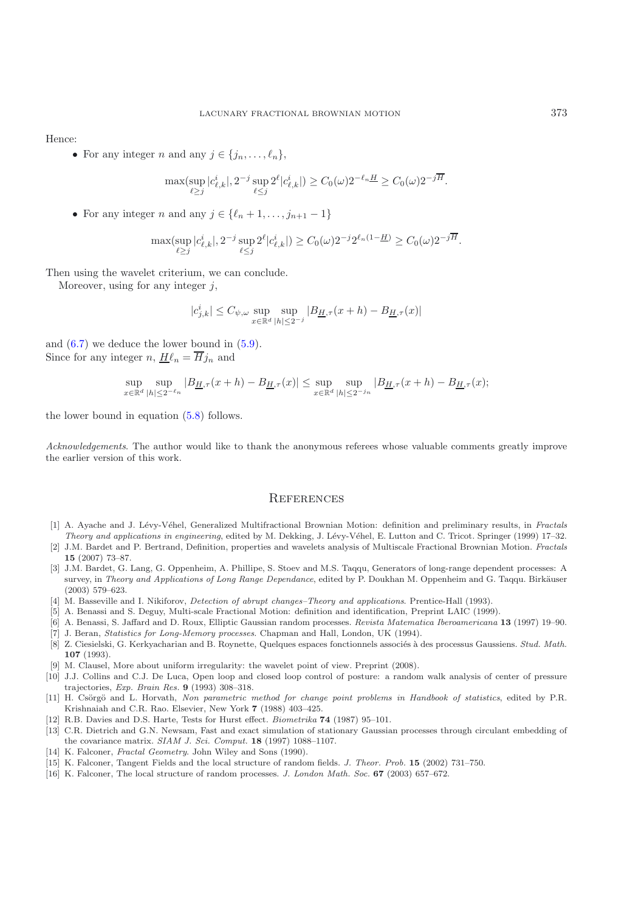Hence:

- For any integer $n$ and any $j \in \{j_n, \ldots, \ell_n\}$,

$$\max(\sup_{\ell \geq j} |c^i_{\ell,k}|, 2^{-j} \sup_{\ell \leq j} 2^{\ell} |c^i_{\ell,k}|) \geq C_0(\omega) 2^{-\ell_n \underline{H}} \geq C_0(\omega) 2^{-j\overline{H}}.$$

- For any integer $n$ and any $j \in \{\ell_n + 1, \ldots, j_{n+1} - 1\}$

$$\max(\sup_{\ell \geq j} |c^i_{\ell,k}|, 2^{-j} \sup_{\ell \leq j} 2^{\ell} |c^i_{\ell,k}|) \geq C_0(\omega) 2^{-j} 2^{\ell_n(1-\underline{H})} \geq C_0(\omega) 2^{-j\overline{H}}.$$

Then using the wavelet criterium, we can conclude.

Moreover, using for any integer $j$,

$$|c^i_{j,k}| \leq C_{\psi,\omega} \sup_{x \in \mathbb{R}^d} \sup_{|h| \leq 2^{-j}} |B_{\underline{H},\tau}(x+h) - B_{\underline{H},\tau}(x)|$$

and (6.7) we deduce the lower bound in (5.9).
Since for any integer $n$, $\underline{H}\ell_n = \overline{H} j_n$ and

$$\sup_{x \in \mathbb{R}^d} \sup_{|h| \leq 2^{-\ell_n}} |B_{\underline{H},\tau}(x+h) - B_{\underline{H},\tau}(x)| \leq \sup_{x \in \mathbb{R}^d} \sup_{|h| \leq 2^{-j_n}} |B_{\underline{H},\tau}(x+h) - B_{\underline{H},\tau}(x);$$

the lower bound in equation (5.8) follows.

*Acknowledgements*. The author would like to thank the anonymous referees whose valuable comments greatly improve the earlier version of this work.

## References

[1] A. Ayache and J. Lévy-Véhel, Generalized Multifractional Brownian Motion: definition and preliminary results, in *Fractals Theory and applications in engineering*, edited by M. Dekking, J. Lévy-Véhel, E. Lutton and C. Tricot. Springer (1999) 17–32.

[2] J.M. Bardet and P. Bertrand, Definition, properties and wavelets analysis of Multiscale Fractional Brownian Motion. *Fractals* **15** (2007) 73–87.

[3] J.M. Bardet, G. Lang, G. Oppenheim, A. Phillipe, S. Stoev and M.S. Taqqu, Generators of long-range dependent processes: A survey, in *Theory and Applications of Long Range Dependance*, edited by P. Doukhan M. Oppenheim and G. Taqqu. Birkäuser (2003) 579–623.

[4] M. Basseville and I. Nikiforov, *Detection of abrupt changes–Theory and applications*. Prentice-Hall (1993).

[5] A. Benassi and S. Deguy, Multi-scale Fractional Motion: definition and identification, Preprint LAIC (1999).

[6] A. Benassi, S. Jaffard and D. Roux, Elliptic Gaussian random processes. *Revista Matematica Iberoamericana* **13** (1997) 19–90.

[7] J. Beran, *Statistics for Long-Memory processes*. Chapman and Hall, London, UK (1994).

[8] Z. Ciesielski, G. Kerkyacharian and B. Roynette, Quelques espaces fonctionnels associés à des processus Gaussiens. *Stud. Math.* **107** (1993).

[9] M. Clausel, More about uniform irregularity: the wavelet point of view. Preprint (2008).

[10] J.J. Collins and C.J. De Luca, Open loop and closed loop control of posture: a random walk analysis of center of pressure trajectories, *Exp. Brain Res.* **9** (1993) 308–318.

[11] H. Csörgö and L. Horvath, *Non parametric method for change point problems in Handbook of statistics*, edited by P.R. Krishnaiah and C.R. Rao. Elsevier, New York **7** (1988) 403–425.

[12] R.B. Davies and D.S. Harte, Tests for Hurst effect. *Biometrika* **74** (1987) 95–101.

[13] C.R. Dietrich and G.N. Newsam, Fast and exact simulation of stationary Gaussian processes through circulant embedding of the covariance matrix. *SIAM J. Sci. Comput.* **18** (1997) 1088–1107.

[14] K. Falconer, *Fractal Geometry*. John Wiley and Sons (1990).

[15] K. Falconer, Tangent Fields and the local structure of random fields. *J. Theor. Prob.* **15** (2002) 731–750.

[16] K. Falconer, The local structure of random processes. *J. London Math. Soc.* **67** (2003) 657–672.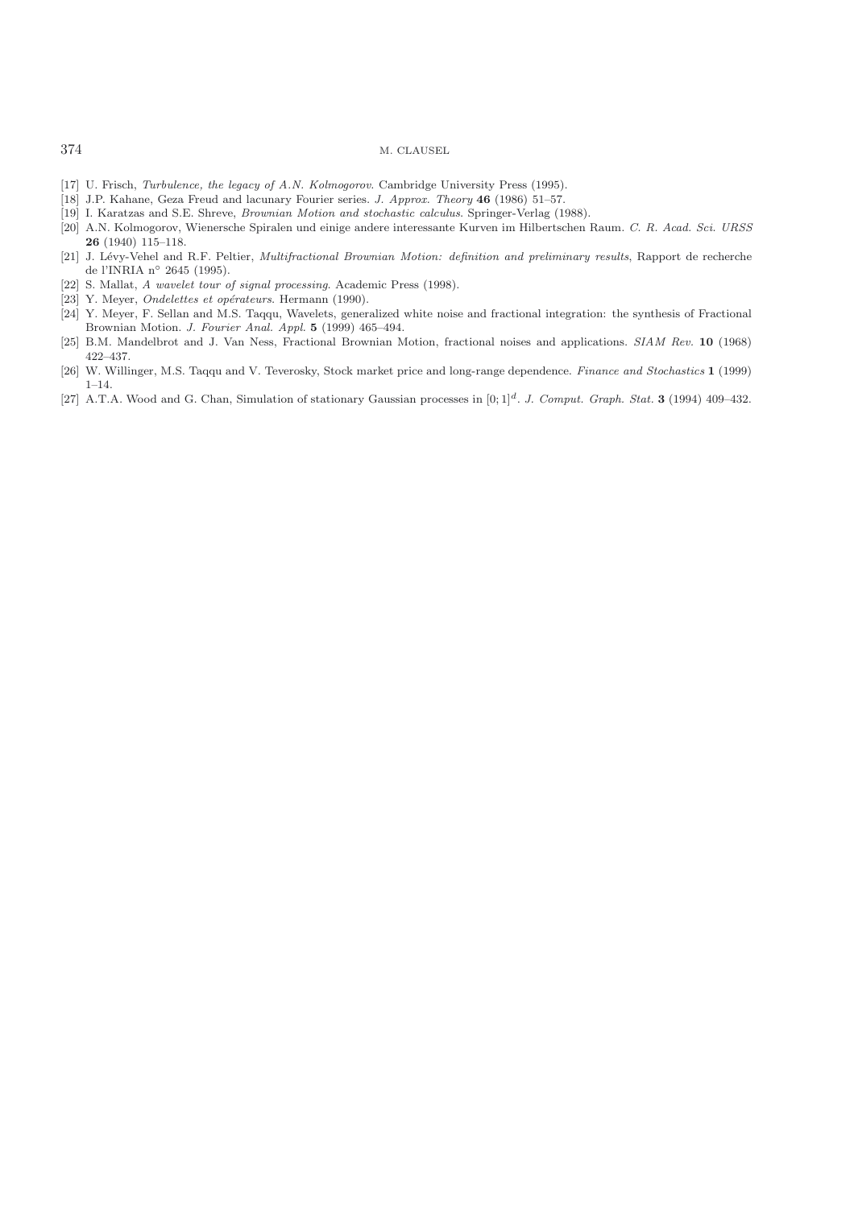[17] U. Frisch, *Turbulence, the legacy of A.N. Kolmogorov*. Cambridge University Press (1995).

[18] J.P. Kahane, Geza Freud and lacunary Fourier series. *J. Approx. Theory* **46** (1986) 51–57.

[19] I. Karatzas and S.E. Shreve, *Brownian Motion and stochastic calculus*. Springer-Verlag (1988).

[20] A.N. Kolmogorov, Wienersche Spiralen und einige andere interessante Kurven im Hilbertschen Raum. *C. R. Acad. Sci. URSS* **26** (1940) 115–118.

[21] J. Lévy-Vehel and R.F. Peltier, *Multifractional Brownian Motion: definition and preliminary results*, Rapport de recherche de l'INRIA n° 2645 (1995).

[22] S. Mallat, *A wavelet tour of signal processing*. Academic Press (1998).

[23] Y. Meyer, *Ondelettes et opérateurs*. Hermann (1990).

[24] Y. Meyer, F. Sellan and M.S. Taqqu, Wavelets, generalized white noise and fractional integration: the synthesis of Fractional Brownian Motion. *J. Fourier Anal. Appl.* **5** (1999) 465–494.

[25] B.M. Mandelbrot and J. Van Ness, Fractional Brownian Motion, fractional noises and applications. *SIAM Rev.* **10** (1968) 422–437.

[26] W. Willinger, M.S. Taqqu and V. Teverosky, Stock market price and long-range dependence. *Finance and Stochastics* **1** (1999) 1–14.

[27] A.T.A. Wood and G. Chan, Simulation of stationary Gaussian processes in $[0;1]^d$. *J. Comput. Graph. Stat.* **3** (1994) 409–432.